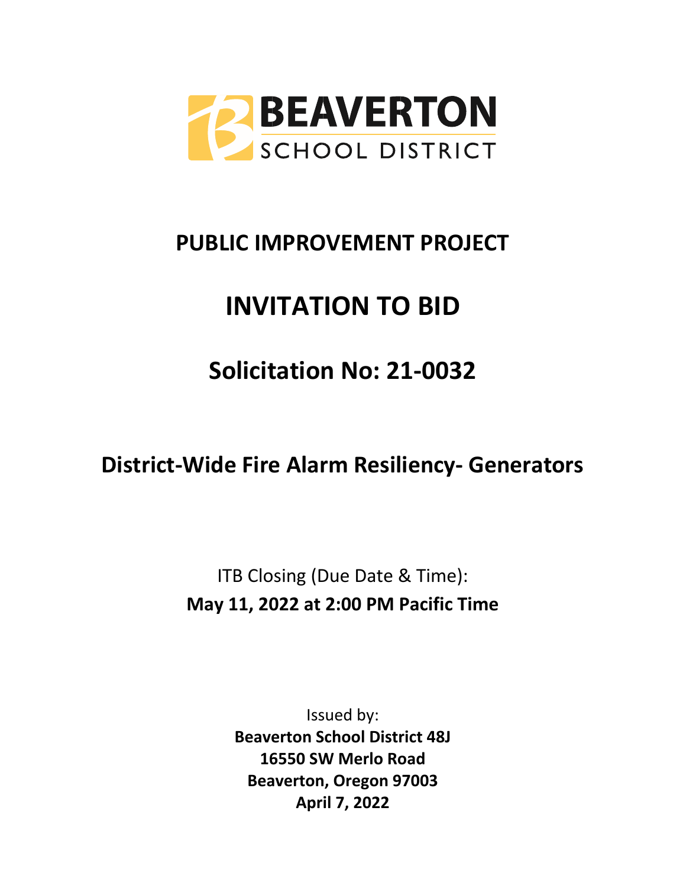BEAVERTON
SCHOOL DISTRICT

# PUBLIC IMPROVEMENT PROJECT

# INVITATION TO BID

# Solicitation No: 21-0032

## District-Wide Fire Alarm Resiliency- Generators

ITB Closing (Due Date & Time):
**May 11, 2022 at 2:00 PM Pacific Time**

Issued by:
**Beaverton School District 48J**
**16550 SW Merlo Road**
**Beaverton, Oregon 97003**
**April 7, 2022**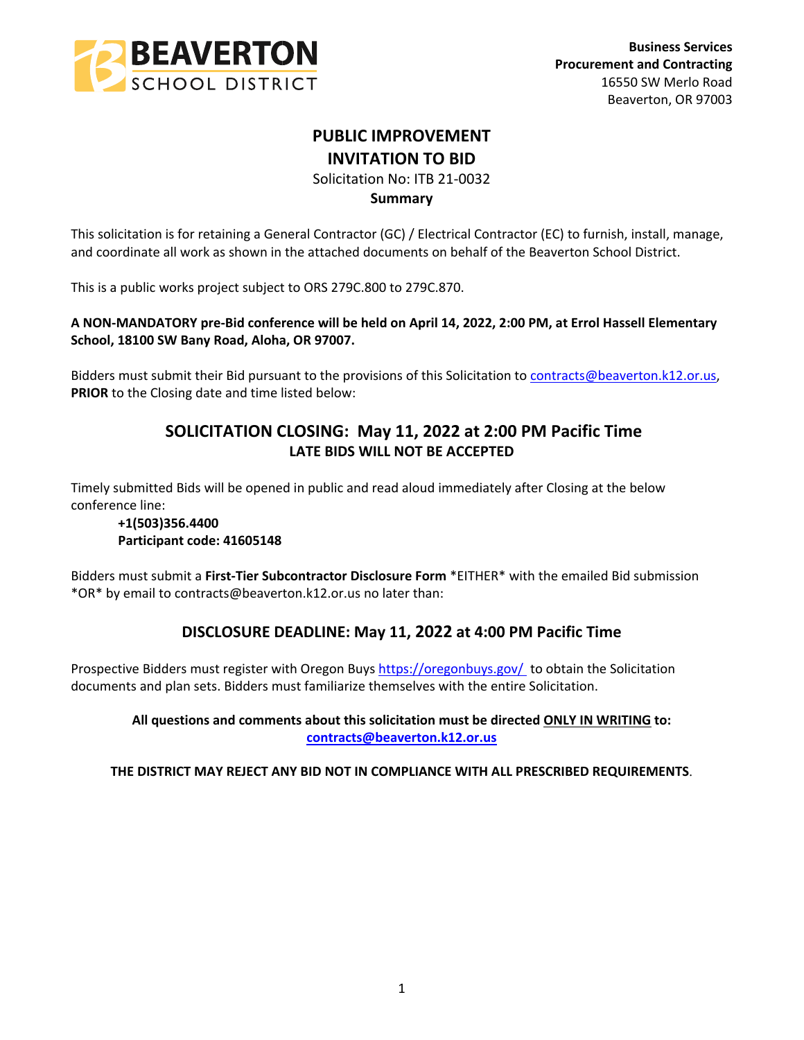**Business Services**
**Procurement and Contracting**
16550 SW Merlo Road
Beaverton, OR 97003

# PUBLIC IMPROVEMENT INVITATION TO BID

Solicitation No: ITB 21-0032

**Summary**

This solicitation is for retaining a General Contractor (GC) / Electrical Contractor (EC) to furnish, install, manage, and coordinate all work as shown in the attached documents on behalf of the Beaverton School District.

This is a public works project subject to ORS 279C.800 to 279C.870.

**A NON-MANDATORY pre-Bid conference will be held on April 14, 2022, 2:00 PM, at Errol Hassell Elementary School, 18100 SW Bany Road, Aloha, OR 97007.**

Bidders must submit their Bid pursuant to the provisions of this Solicitation to contracts@beaverton.k12.or.us, **PRIOR** to the Closing date and time listed below:

## SOLICITATION CLOSING: May 11, 2022 at 2:00 PM Pacific Time

**LATE BIDS WILL NOT BE ACCEPTED**

Timely submitted Bids will be opened in public and read aloud immediately after Closing at the below conference line:

**+1(503)356.4400**
**Participant code: 41605148**

Bidders must submit a **First-Tier Subcontractor Disclosure Form** *EITHER* with the emailed Bid submission *OR* by email to contracts@beaverton.k12.or.us no later than:

## DISCLOSURE DEADLINE: May 11, 2022 at 4:00 PM Pacific Time

Prospective Bidders must register with Oregon Buys https://oregonbuys.gov/ to obtain the Solicitation documents and plan sets. Bidders must familiarize themselves with the entire Solicitation.

**All questions and comments about this solicitation must be directed ONLY IN WRITING to: contracts@beaverton.k12.or.us**

**THE DISTRICT MAY REJECT ANY BID NOT IN COMPLIANCE WITH ALL PRESCRIBED REQUIREMENTS**.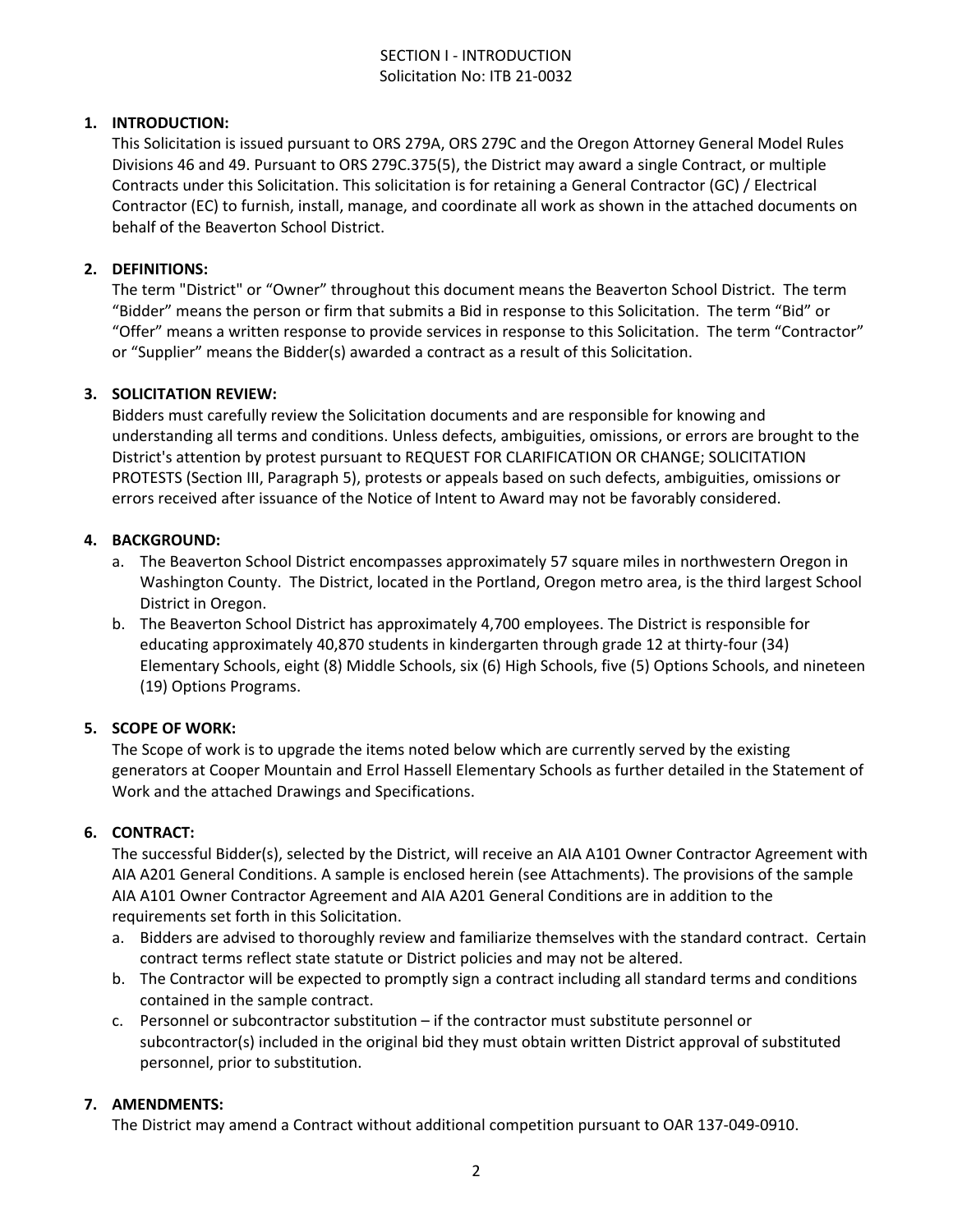SECTION I - INTRODUCTION
Solicitation No: ITB 21-0032

1. **INTRODUCTION:**
   This Solicitation is issued pursuant to ORS 279A, ORS 279C and the Oregon Attorney General Model Rules Divisions 46 and 49. Pursuant to ORS 279C.375(5), the District may award a single Contract, or multiple Contracts under this Solicitation. This solicitation is for retaining a General Contractor (GC) / Electrical Contractor (EC) to furnish, install, manage, and coordinate all work as shown in the attached documents on behalf of the Beaverton School District.

2. **DEFINITIONS:**
   The term "District" or "Owner" throughout this document means the Beaverton School District. The term "Bidder" means the person or firm that submits a Bid in response to this Solicitation. The term "Bid" or "Offer" means a written response to provide services in response to this Solicitation. The term "Contractor" or "Supplier" means the Bidder(s) awarded a contract as a result of this Solicitation.

3. **SOLICITATION REVIEW:**
   Bidders must carefully review the Solicitation documents and are responsible for knowing and understanding all terms and conditions. Unless defects, ambiguities, omissions, or errors are brought to the District's attention by protest pursuant to REQUEST FOR CLARIFICATION OR CHANGE; SOLICITATION PROTESTS (Section III, Paragraph 5), protests or appeals based on such defects, ambiguities, omissions or errors received after issuance of the Notice of Intent to Award may not be favorably considered.

4. **BACKGROUND:**
   a. The Beaverton School District encompasses approximately 57 square miles in northwestern Oregon in Washington County. The District, located in the Portland, Oregon metro area, is the third largest School District in Oregon.
   b. The Beaverton School District has approximately 4,700 employees. The District is responsible for educating approximately 40,870 students in kindergarten through grade 12 at thirty-four (34) Elementary Schools, eight (8) Middle Schools, six (6) High Schools, five (5) Options Schools, and nineteen (19) Options Programs.

5. **SCOPE OF WORK:**
   The Scope of work is to upgrade the items noted below which are currently served by the existing generators at Cooper Mountain and Errol Hassell Elementary Schools as further detailed in the Statement of Work and the attached Drawings and Specifications.

6. **CONTRACT:**
   The successful Bidder(s), selected by the District, will receive an AIA A101 Owner Contractor Agreement with AIA A201 General Conditions. A sample is enclosed herein (see Attachments). The provisions of the sample AIA A101 Owner Contractor Agreement and AIA A201 General Conditions are in addition to the requirements set forth in this Solicitation.
   a. Bidders are advised to thoroughly review and familiarize themselves with the standard contract. Certain contract terms reflect state statute or District policies and may not be altered.
   b. The Contractor will be expected to promptly sign a contract including all standard terms and conditions contained in the sample contract.
   c. Personnel or subcontractor substitution – if the contractor must substitute personnel or subcontractor(s) included in the original bid they must obtain written District approval of substituted personnel, prior to substitution.

7. **AMENDMENTS:**
   The District may amend a Contract without additional competition pursuant to OAR 137-049-0910.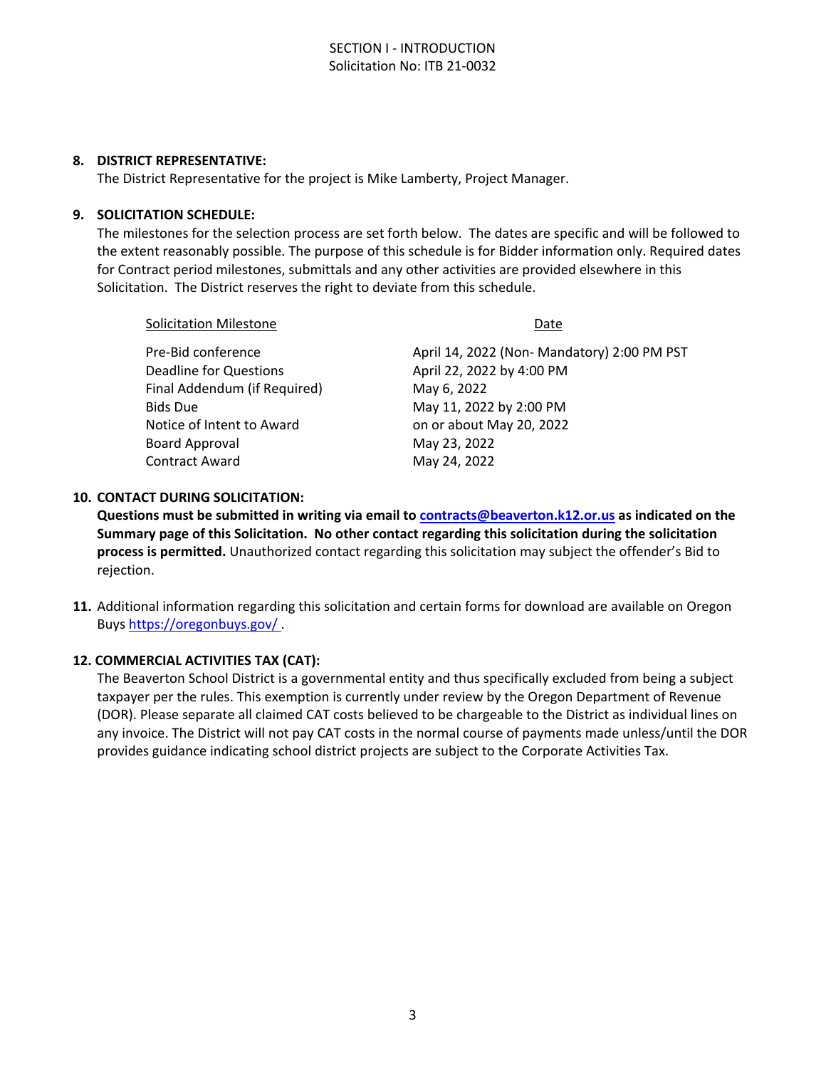**8. DISTRICT REPRESENTATIVE:**

The District Representative for the project is Mike Lamberty, Project Manager.

**9. SOLICITATION SCHEDULE:**

The milestones for the selection process are set forth below. The dates are specific and will be followed to the extent reasonably possible. The purpose of this schedule is for Bidder information only. Required dates for Contract period milestones, submittals and any other activities are provided elsewhere in this Solicitation. The District reserves the right to deviate from this schedule.

| Solicitation Milestone | Date |
|---|---|
| Pre-Bid conference | April 14, 2022 (Non- Mandatory) 2:00 PM PST |
| Deadline for Questions | April 22, 2022 by 4:00 PM |
| Final Addendum (if Required) | May 6, 2022 |
| Bids Due | May 11, 2022 by 2:00 PM |
| Notice of Intent to Award | on or about May 20, 2022 |
| Board Approval | May 23, 2022 |
| Contract Award | May 24, 2022 |

**10. CONTACT DURING SOLICITATION:**

**Questions must be submitted in writing via email to contracts@beaverton.k12.or.us as indicated on the Summary page of this Solicitation. No other contact regarding this solicitation during the solicitation process is permitted.** Unauthorized contact regarding this solicitation may subject the offender's Bid to rejection.

**11.** Additional information regarding this solicitation and certain forms for download are available on Oregon Buys https://oregonbuys.gov/ .

**12. COMMERCIAL ACTIVITIES TAX (CAT):**

The Beaverton School District is a governmental entity and thus specifically excluded from being a subject taxpayer per the rules. This exemption is currently under review by the Oregon Department of Revenue (DOR). Please separate all claimed CAT costs believed to be chargeable to the District as individual lines on any invoice. The District will not pay CAT costs in the normal course of payments made unless/until the DOR provides guidance indicating school district projects are subject to the Corporate Activities Tax.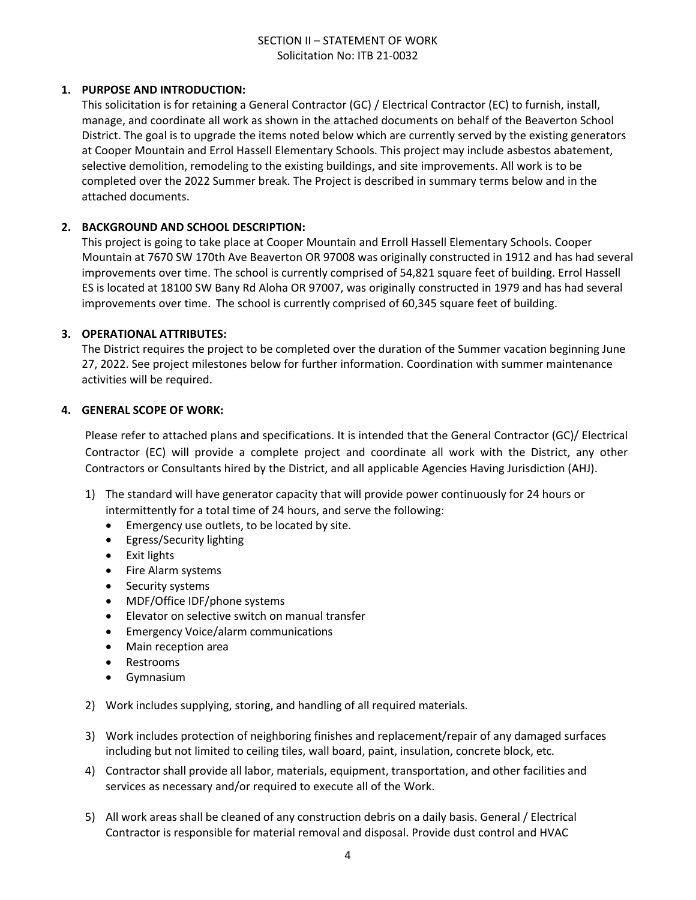SECTION II – STATEMENT OF WORK
Solicitation No: ITB 21-0032

## 1. PURPOSE AND INTRODUCTION:

This solicitation is for retaining a General Contractor (GC) / Electrical Contractor (EC) to furnish, install, manage, and coordinate all work as shown in the attached documents on behalf of the Beaverton School District. The goal is to upgrade the items noted below which are currently served by the existing generators at Cooper Mountain and Errol Hassell Elementary Schools. This project may include asbestos abatement, selective demolition, remodeling to the existing buildings, and site improvements. All work is to be completed over the 2022 Summer break. The Project is described in summary terms below and in the attached documents.

## 2. BACKGROUND AND SCHOOL DESCRIPTION:

This project is going to take place at Cooper Mountain and Erroll Hassell Elementary Schools. Cooper Mountain at 7670 SW 170th Ave Beaverton OR 97008 was originally constructed in 1912 and has had several improvements over time. The school is currently comprised of 54,821 square feet of building. Errol Hassell ES is located at 18100 SW Bany Rd Aloha OR 97007, was originally constructed in 1979 and has had several improvements over time. The school is currently comprised of 60,345 square feet of building.

## 3. OPERATIONAL ATTRIBUTES:

The District requires the project to be completed over the duration of the Summer vacation beginning June 27, 2022. See project milestones below for further information. Coordination with summer maintenance activities will be required.

## 4. GENERAL SCOPE OF WORK:

Please refer to attached plans and specifications. It is intended that the General Contractor (GC)/ Electrical Contractor (EC) will provide a complete project and coordinate all work with the District, any other Contractors or Consultants hired by the District, and all applicable Agencies Having Jurisdiction (AHJ).

1) The standard will have generator capacity that will provide power continuously for 24 hours or intermittently for a total time of 24 hours, and serve the following:
   - Emergency use outlets, to be located by site.
   - Egress/Security lighting
   - Exit lights
   - Fire Alarm systems
   - Security systems
   - MDF/Office IDF/phone systems
   - Elevator on selective switch on manual transfer
   - Emergency Voice/alarm communications
   - Main reception area
   - Restrooms
   - Gymnasium
2) Work includes supplying, storing, and handling of all required materials.
3) Work includes protection of neighboring finishes and replacement/repair of any damaged surfaces including but not limited to ceiling tiles, wall board, paint, insulation, concrete block, etc.
4) Contractor shall provide all labor, materials, equipment, transportation, and other facilities and services as necessary and/or required to execute all of the Work.
5) All work areas shall be cleaned of any construction debris on a daily basis. General / Electrical Contractor is responsible for material removal and disposal. Provide dust control and HVAC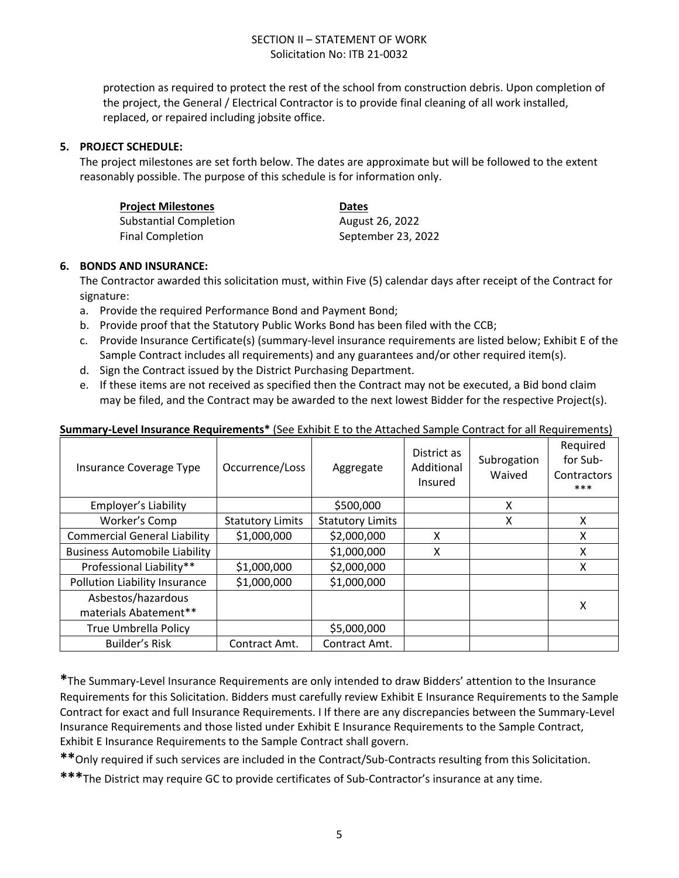protection as required to protect the rest of the school from construction debris. Upon completion of the project, the General / Electrical Contractor is to provide final cleaning of all work installed, replaced, or repaired including jobsite office.

**5. PROJECT SCHEDULE:**

The project milestones are set forth below. The dates are approximate but will be followed to the extent reasonably possible. The purpose of this schedule is for information only.

| **Project Milestones** | **Dates** |
|---|---|
| Substantial Completion | August 26, 2022 |
| Final Completion | September 23, 2022 |

**6. BONDS AND INSURANCE:**

The Contractor awarded this solicitation must, within Five (5) calendar days after receipt of the Contract for signature:

a. Provide the required Performance Bond and Payment Bond;
b. Provide proof that the Statutory Public Works Bond has been filed with the CCB;
c. Provide Insurance Certificate(s) (summary-level insurance requirements are listed below; Exhibit E of the Sample Contract includes all requirements) and any guarantees and/or other required item(s).
d. Sign the Contract issued by the District Purchasing Department.
e. If these items are not received as specified then the Contract may not be executed, a Bid bond claim may be filed, and the Contract may be awarded to the next lowest Bidder for the respective Project(s).

**Summary-Level Insurance Requirements*** (See Exhibit E to the Attached Sample Contract for all Requirements)

| Insurance Coverage Type | Occurrence/Loss | Aggregate | District as Additional Insured | Subrogation Waived | Required for Sub-Contractors *** |
|---|---|---|---|---|---|
| Employer's Liability | | $500,000 | | X | |
| Worker's Comp | Statutory Limits | Statutory Limits | | X | X |
| Commercial General Liability | $1,000,000 | $2,000,000 | X | | X |
| Business Automobile Liability | | $1,000,000 | X | | X |
| Professional Liability** | $1,000,000 | $2,000,000 | | | X |
| Pollution Liability Insurance | $1,000,000 | $1,000,000 | | | |
| Asbestos/hazardous materials Abatement** | | | | | X |
| True Umbrella Policy | | $5,000,000 | | | |
| Builder's Risk | Contract Amt. | Contract Amt. | | | |

**\***The Summary-Level Insurance Requirements are only intended to draw Bidders' attention to the Insurance Requirements for this Solicitation. Bidders must carefully review Exhibit E Insurance Requirements to the Sample Contract for exact and full Insurance Requirements. I If there are any discrepancies between the Summary-Level Insurance Requirements and those listed under Exhibit E Insurance Requirements to the Sample Contract, Exhibit E Insurance Requirements to the Sample Contract shall govern.

**\*\***Only required if such services are included in the Contract/Sub-Contracts resulting from this Solicitation.

**\*\*\***The District may require GC to provide certificates of Sub-Contractor's insurance at any time.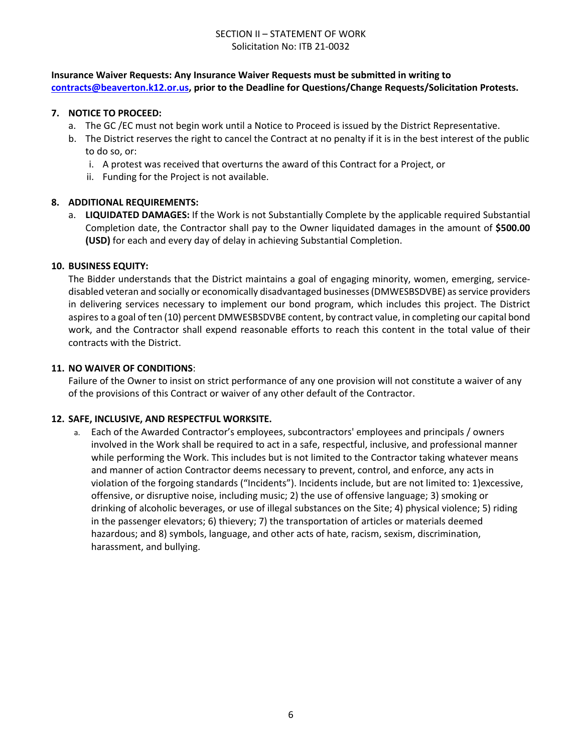**Insurance Waiver Requests: Any Insurance Waiver Requests must be submitted in writing to contracts@beaverton.k12.or.us, prior to the Deadline for Questions/Change Requests/Solicitation Protests.**

**7. NOTICE TO PROCEED:**

a. The GC /EC must not begin work until a Notice to Proceed is issued by the District Representative.

b. The District reserves the right to cancel the Contract at no penalty if it is in the best interest of the public to do so, or:

   i. A protest was received that overturns the award of this Contract for a Project, or

   ii. Funding for the Project is not available.

**8. ADDITIONAL REQUIREMENTS:**

a. **LIQUIDATED DAMAGES:** If the Work is not Substantially Complete by the applicable required Substantial Completion date, the Contractor shall pay to the Owner liquidated damages in the amount of **$500.00 (USD)** for each and every day of delay in achieving Substantial Completion.

**10. BUSINESS EQUITY:**

The Bidder understands that the District maintains a goal of engaging minority, women, emerging, service-disabled veteran and socially or economically disadvantaged businesses (DMWESBSDVBE) as service providers in delivering services necessary to implement our bond program, which includes this project. The District aspires to a goal of ten (10) percent DMWESBSDVBE content, by contract value, in completing our capital bond work, and the Contractor shall expend reasonable efforts to reach this content in the total value of their contracts with the District.

**11. NO WAIVER OF CONDITIONS**:

Failure of the Owner to insist on strict performance of any one provision will not constitute a waiver of any of the provisions of this Contract or waiver of any other default of the Contractor.

**12. SAFE, INCLUSIVE, AND RESPECTFUL WORKSITE.**

a. Each of the Awarded Contractor's employees, subcontractors' employees and principals / owners involved in the Work shall be required to act in a safe, respectful, inclusive, and professional manner while performing the Work. This includes but is not limited to the Contractor taking whatever means and manner of action Contractor deems necessary to prevent, control, and enforce, any acts in violation of the forgoing standards ("Incidents"). Incidents include, but are not limited to: 1)excessive, offensive, or disruptive noise, including music; 2) the use of offensive language; 3) smoking or drinking of alcoholic beverages, or use of illegal substances on the Site; 4) physical violence; 5) riding in the passenger elevators; 6) thievery; 7) the transportation of articles or materials deemed hazardous; and 8) symbols, language, and other acts of hate, racism, sexism, discrimination, harassment, and bullying.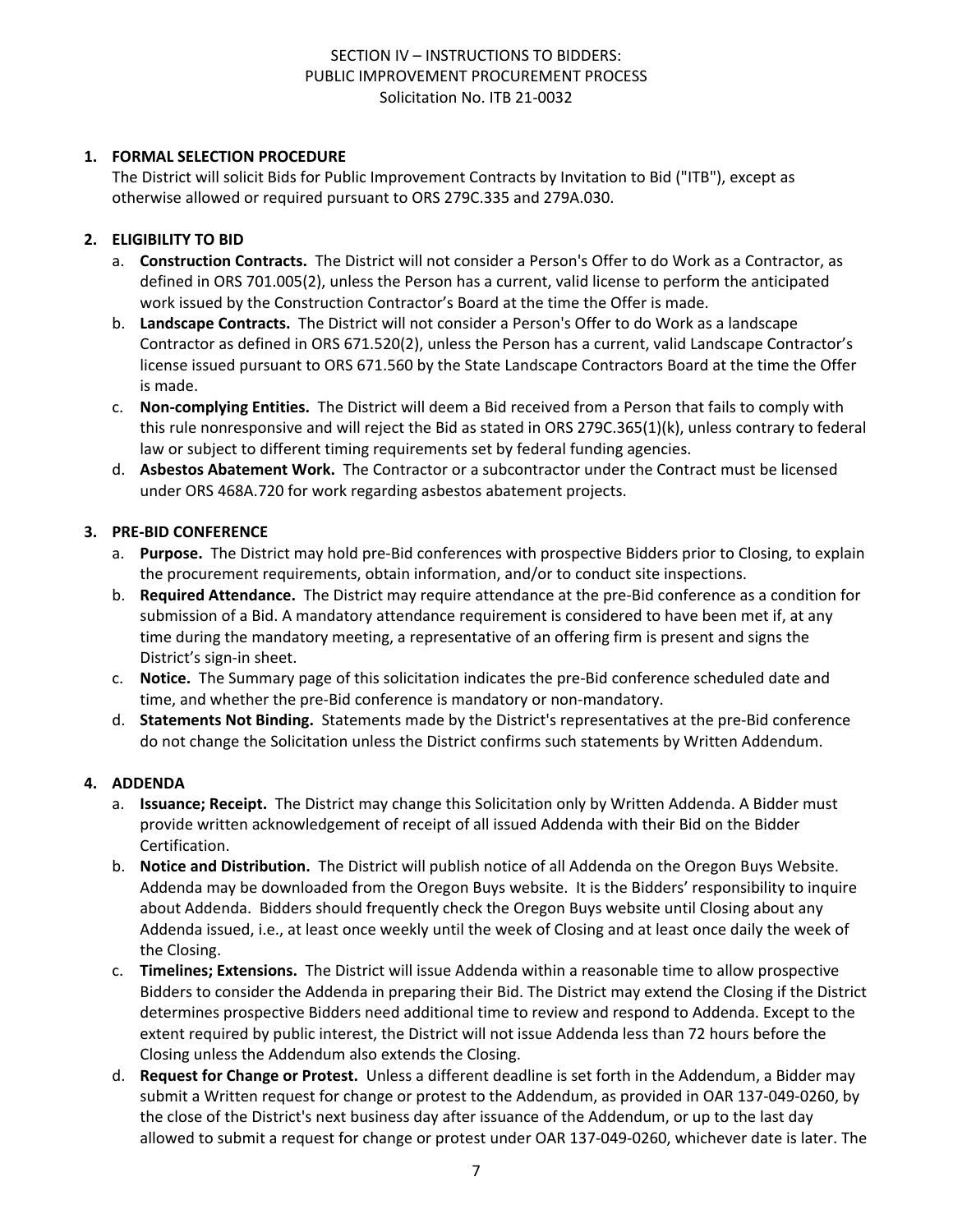SECTION IV – INSTRUCTIONS TO BIDDERS:
PUBLIC IMPROVEMENT PROCUREMENT PROCESS
Solicitation No. ITB 21-0032

1. **FORMAL SELECTION PROCEDURE**
   The District will solicit Bids for Public Improvement Contracts by Invitation to Bid ("ITB"), except as otherwise allowed or required pursuant to ORS 279C.335 and 279A.030.

2. **ELIGIBILITY TO BID**
   a. **Construction Contracts.** The District will not consider a Person's Offer to do Work as a Contractor, as defined in ORS 701.005(2), unless the Person has a current, valid license to perform the anticipated work issued by the Construction Contractor's Board at the time the Offer is made.
   b. **Landscape Contracts.** The District will not consider a Person's Offer to do Work as a landscape Contractor as defined in ORS 671.520(2), unless the Person has a current, valid Landscape Contractor's license issued pursuant to ORS 671.560 by the State Landscape Contractors Board at the time the Offer is made.
   c. **Non-complying Entities.** The District will deem a Bid received from a Person that fails to comply with this rule nonresponsive and will reject the Bid as stated in ORS 279C.365(1)(k), unless contrary to federal law or subject to different timing requirements set by federal funding agencies.
   d. **Asbestos Abatement Work.** The Contractor or a subcontractor under the Contract must be licensed under ORS 468A.720 for work regarding asbestos abatement projects.

3. **PRE-BID CONFERENCE**
   a. **Purpose.** The District may hold pre-Bid conferences with prospective Bidders prior to Closing, to explain the procurement requirements, obtain information, and/or to conduct site inspections.
   b. **Required Attendance.** The District may require attendance at the pre-Bid conference as a condition for submission of a Bid. A mandatory attendance requirement is considered to have been met if, at any time during the mandatory meeting, a representative of an offering firm is present and signs the District's sign-in sheet.
   c. **Notice.** The Summary page of this solicitation indicates the pre-Bid conference scheduled date and time, and whether the pre-Bid conference is mandatory or non-mandatory.
   d. **Statements Not Binding.** Statements made by the District's representatives at the pre-Bid conference do not change the Solicitation unless the District confirms such statements by Written Addendum.

4. **ADDENDA**
   a. **Issuance; Receipt.** The District may change this Solicitation only by Written Addenda. A Bidder must provide written acknowledgement of receipt of all issued Addenda with their Bid on the Bidder Certification.
   b. **Notice and Distribution.** The District will publish notice of all Addenda on the Oregon Buys Website. Addenda may be downloaded from the Oregon Buys website. It is the Bidders' responsibility to inquire about Addenda. Bidders should frequently check the Oregon Buys website until Closing about any Addenda issued, i.e., at least once weekly until the week of Closing and at least once daily the week of the Closing.
   c. **Timelines; Extensions.** The District will issue Addenda within a reasonable time to allow prospective Bidders to consider the Addenda in preparing their Bid. The District may extend the Closing if the District determines prospective Bidders need additional time to review and respond to Addenda. Except to the extent required by public interest, the District will not issue Addenda less than 72 hours before the Closing unless the Addendum also extends the Closing.
   d. **Request for Change or Protest.** Unless a different deadline is set forth in the Addendum, a Bidder may submit a Written request for change or protest to the Addendum, as provided in OAR 137-049-0260, by the close of the District's next business day after issuance of the Addendum, or up to the last day allowed to submit a request for change or protest under OAR 137-049-0260, whichever date is later. The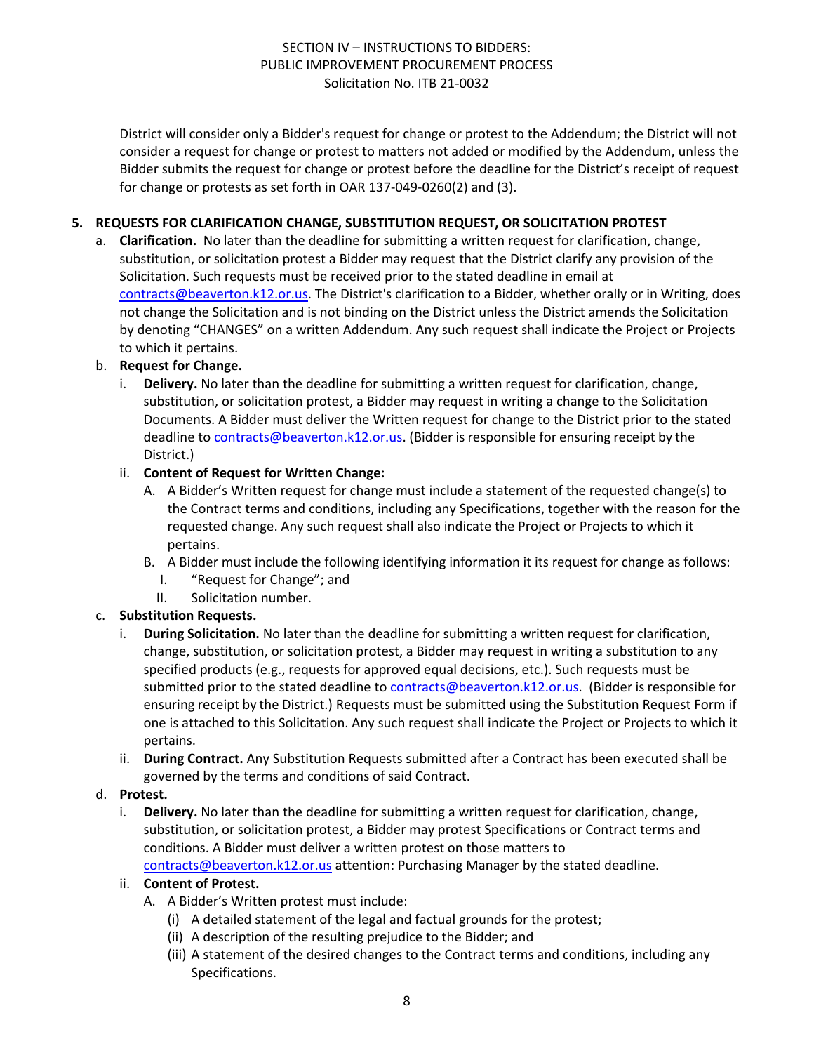District will consider only a Bidder's request for change or protest to the Addendum; the District will not consider a request for change or protest to matters not added or modified by the Addendum, unless the Bidder submits the request for change or protest before the deadline for the District's receipt of request for change or protests as set forth in OAR 137-049-0260(2) and (3).

**5. REQUESTS FOR CLARIFICATION CHANGE, SUBSTITUTION REQUEST, OR SOLICITATION PROTEST**

a. **Clarification.** No later than the deadline for submitting a written request for clarification, change, substitution, or solicitation protest a Bidder may request that the District clarify any provision of the Solicitation. Such requests must be received prior to the stated deadline in email at contracts@beaverton.k12.or.us. The District's clarification to a Bidder, whether orally or in Writing, does not change the Solicitation and is not binding on the District unless the District amends the Solicitation by denoting "CHANGES" on a written Addendum. Any such request shall indicate the Project or Projects to which it pertains.

b. **Request for Change.**

   i. **Delivery.** No later than the deadline for submitting a written request for clarification, change, substitution, or solicitation protest, a Bidder may request in writing a change to the Solicitation Documents. A Bidder must deliver the Written request for change to the District prior to the stated deadline to contracts@beaverton.k12.or.us. (Bidder is responsible for ensuring receipt by the District.)

   ii. **Content of Request for Written Change:**

      A. A Bidder's Written request for change must include a statement of the requested change(s) to the Contract terms and conditions, including any Specifications, together with the reason for the requested change. Any such request shall also indicate the Project or Projects to which it pertains.

      B. A Bidder must include the following identifying information it its request for change as follows:

         I. "Request for Change"; and

         II. Solicitation number.

c. **Substitution Requests.**

   i. **During Solicitation.** No later than the deadline for submitting a written request for clarification, change, substitution, or solicitation protest, a Bidder may request in writing a substitution to any specified products (e.g., requests for approved equal decisions, etc.). Such requests must be submitted prior to the stated deadline to contracts@beaverton.k12.or.us. (Bidder is responsible for ensuring receipt by the District.) Requests must be submitted using the Substitution Request Form if one is attached to this Solicitation. Any such request shall indicate the Project or Projects to which it pertains.

   ii. **During Contract.** Any Substitution Requests submitted after a Contract has been executed shall be governed by the terms and conditions of said Contract.

d. **Protest.**

   i. **Delivery.** No later than the deadline for submitting a written request for clarification, change, substitution, or solicitation protest, a Bidder may protest Specifications or Contract terms and conditions. A Bidder must deliver a written protest on those matters to contracts@beaverton.k12.or.us attention: Purchasing Manager by the stated deadline.

   ii. **Content of Protest.**

      A. A Bidder's Written protest must include:

         (i) A detailed statement of the legal and factual grounds for the protest;

         (ii) A description of the resulting prejudice to the Bidder; and

         (iii) A statement of the desired changes to the Contract terms and conditions, including any Specifications.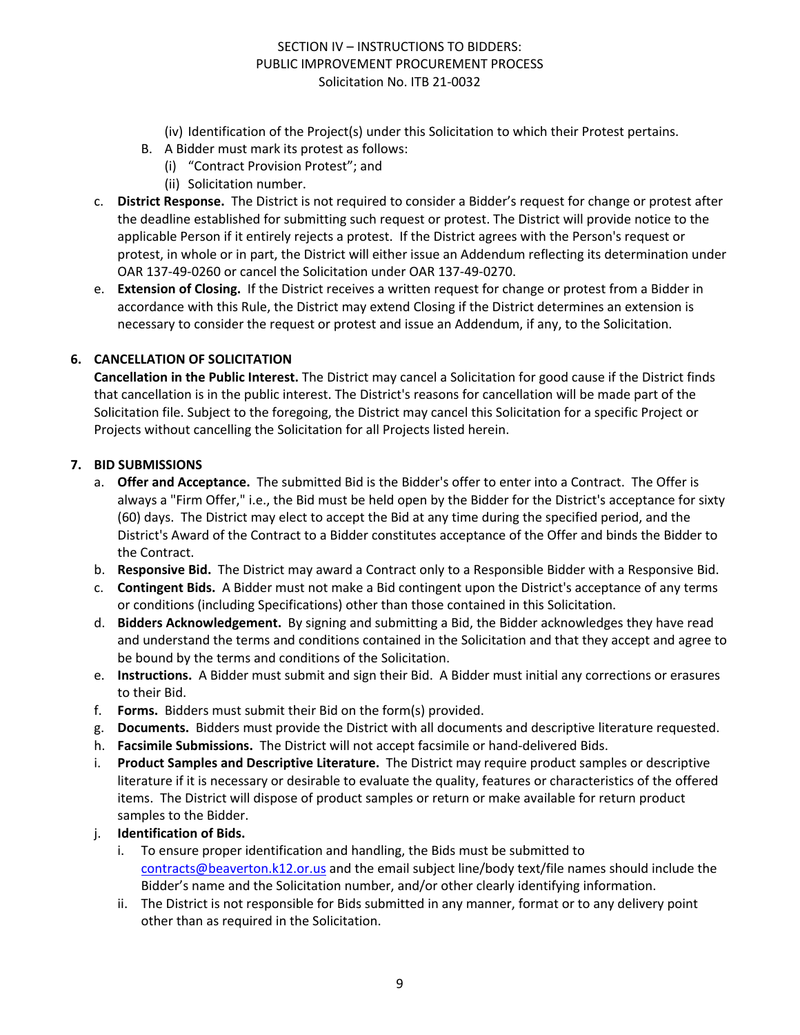(iv) Identification of the Project(s) under this Solicitation to which their Protest pertains.

B. A Bidder must mark its protest as follows:

  (i) "Contract Provision Protest"; and

  (ii) Solicitation number.

c. **District Response.** The District is not required to consider a Bidder's request for change or protest after the deadline established for submitting such request or protest. The District will provide notice to the applicable Person if it entirely rejects a protest. If the District agrees with the Person's request or protest, in whole or in part, the District will either issue an Addendum reflecting its determination under OAR 137-49-0260 or cancel the Solicitation under OAR 137-49-0270.

e. **Extension of Closing.** If the District receives a written request for change or protest from a Bidder in accordance with this Rule, the District may extend Closing if the District determines an extension is necessary to consider the request or protest and issue an Addendum, if any, to the Solicitation.

## 6. CANCELLATION OF SOLICITATION

**Cancellation in the Public Interest.** The District may cancel a Solicitation for good cause if the District finds that cancellation is in the public interest. The District's reasons for cancellation will be made part of the Solicitation file. Subject to the foregoing, the District may cancel this Solicitation for a specific Project or Projects without cancelling the Solicitation for all Projects listed herein.

## 7. BID SUBMISSIONS

a. **Offer and Acceptance.** The submitted Bid is the Bidder's offer to enter into a Contract. The Offer is always a "Firm Offer," i.e., the Bid must be held open by the Bidder for the District's acceptance for sixty (60) days. The District may elect to accept the Bid at any time during the specified period, and the District's Award of the Contract to a Bidder constitutes acceptance of the Offer and binds the Bidder to the Contract.

b. **Responsive Bid.** The District may award a Contract only to a Responsible Bidder with a Responsive Bid.

c. **Contingent Bids.** A Bidder must not make a Bid contingent upon the District's acceptance of any terms or conditions (including Specifications) other than those contained in this Solicitation.

d. **Bidders Acknowledgement.** By signing and submitting a Bid, the Bidder acknowledges they have read and understand the terms and conditions contained in the Solicitation and that they accept and agree to be bound by the terms and conditions of the Solicitation.

e. **Instructions.** A Bidder must submit and sign their Bid. A Bidder must initial any corrections or erasures to their Bid.

f. **Forms.** Bidders must submit their Bid on the form(s) provided.

g. **Documents.** Bidders must provide the District with all documents and descriptive literature requested.

h. **Facsimile Submissions.** The District will not accept facsimile or hand-delivered Bids.

i. **Product Samples and Descriptive Literature.** The District may require product samples or descriptive literature if it is necessary or desirable to evaluate the quality, features or characteristics of the offered items. The District will dispose of product samples or return or make available for return product samples to the Bidder.

j. **Identification of Bids.**

  i. To ensure proper identification and handling, the Bids must be submitted to contracts@beaverton.k12.or.us and the email subject line/body text/file names should include the Bidder's name and the Solicitation number, and/or other clearly identifying information.

  ii. The District is not responsible for Bids submitted in any manner, format or to any delivery point other than as required in the Solicitation.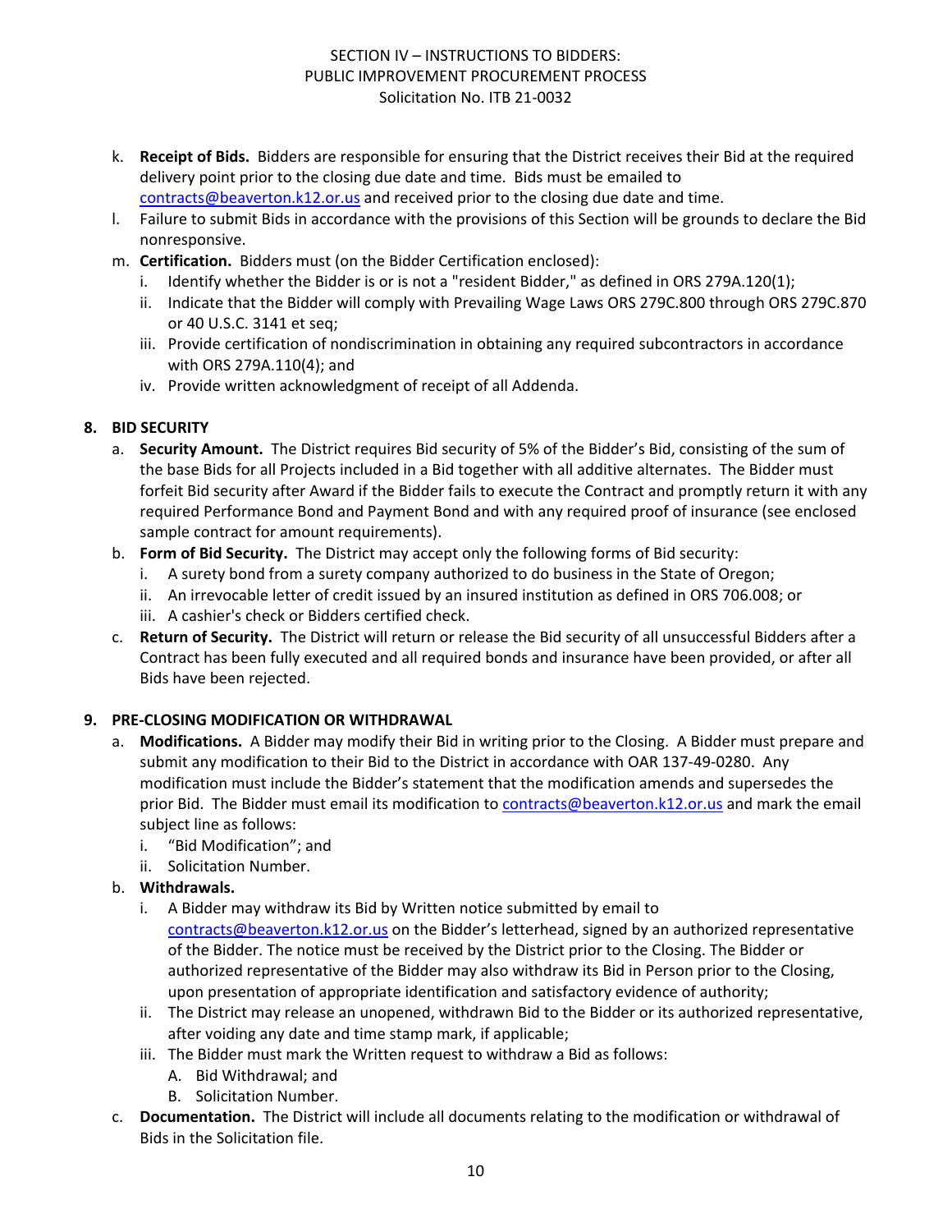k. **Receipt of Bids.** Bidders are responsible for ensuring that the District receives their Bid at the required delivery point prior to the closing due date and time. Bids must be emailed to contracts@beaverton.k12.or.us and received prior to the closing due date and time.

l. Failure to submit Bids in accordance with the provisions of this Section will be grounds to declare the Bid nonresponsive.

m. **Certification.** Bidders must (on the Bidder Certification enclosed):
   i. Identify whether the Bidder is or is not a "resident Bidder," as defined in ORS 279A.120(1);
   ii. Indicate that the Bidder will comply with Prevailing Wage Laws ORS 279C.800 through ORS 279C.870 or 40 U.S.C. 3141 et seq;
   iii. Provide certification of nondiscrimination in obtaining any required subcontractors in accordance with ORS 279A.110(4); and
   iv. Provide written acknowledgment of receipt of all Addenda.

## 8. BID SECURITY

a. **Security Amount.** The District requires Bid security of 5% of the Bidder's Bid, consisting of the sum of the base Bids for all Projects included in a Bid together with all additive alternates. The Bidder must forfeit Bid security after Award if the Bidder fails to execute the Contract and promptly return it with any required Performance Bond and Payment Bond and with any required proof of insurance (see enclosed sample contract for amount requirements).

b. **Form of Bid Security.** The District may accept only the following forms of Bid security:
   i. A surety bond from a surety company authorized to do business in the State of Oregon;
   ii. An irrevocable letter of credit issued by an insured institution as defined in ORS 706.008; or
   iii. A cashier's check or Bidders certified check.

c. **Return of Security.** The District will return or release the Bid security of all unsuccessful Bidders after a Contract has been fully executed and all required bonds and insurance have been provided, or after all Bids have been rejected.

## 9. PRE-CLOSING MODIFICATION OR WITHDRAWAL

a. **Modifications.** A Bidder may modify their Bid in writing prior to the Closing. A Bidder must prepare and submit any modification to their Bid to the District in accordance with OAR 137-49-0280. Any modification must include the Bidder's statement that the modification amends and supersedes the prior Bid. The Bidder must email its modification to contracts@beaverton.k12.or.us and mark the email subject line as follows:
   i. "Bid Modification"; and
   ii. Solicitation Number.

b. **Withdrawals.**
   i. A Bidder may withdraw its Bid by Written notice submitted by email to contracts@beaverton.k12.or.us on the Bidder's letterhead, signed by an authorized representative of the Bidder. The notice must be received by the District prior to the Closing. The Bidder or authorized representative of the Bidder may also withdraw its Bid in Person prior to the Closing, upon presentation of appropriate identification and satisfactory evidence of authority;
   ii. The District may release an unopened, withdrawn Bid to the Bidder or its authorized representative, after voiding any date and time stamp mark, if applicable;
   iii. The Bidder must mark the Written request to withdraw a Bid as follows:
      A. Bid Withdrawal; and
      B. Solicitation Number.

c. **Documentation.** The District will include all documents relating to the modification or withdrawal of Bids in the Solicitation file.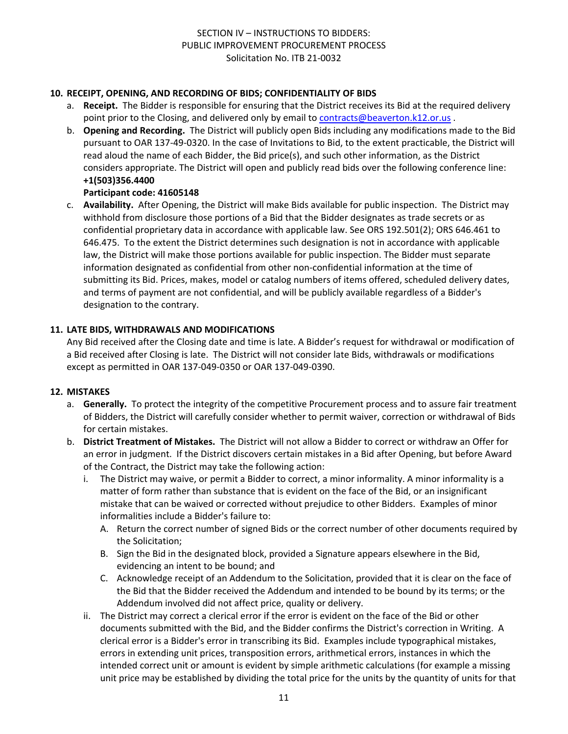**10. RECEIPT, OPENING, AND RECORDING OF BIDS; CONFIDENTIALITY OF BIDS**

a. **Receipt.** The Bidder is responsible for ensuring that the District receives its Bid at the required delivery point prior to the Closing, and delivered only by email to contracts@beaverton.k12.or.us .

b. **Opening and Recording.** The District will publicly open Bids including any modifications made to the Bid pursuant to OAR 137-49-0320. In the case of Invitations to Bid, to the extent practicable, the District will read aloud the name of each Bidder, the Bid price(s), and such other information, as the District considers appropriate. The District will open and publicly read bids over the following conference line:
**+1(503)356.4400**
**Participant code: 41605148**

c. **Availability.** After Opening, the District will make Bids available for public inspection. The District may withhold from disclosure those portions of a Bid that the Bidder designates as trade secrets or as confidential proprietary data in accordance with applicable law. See ORS 192.501(2); ORS 646.461 to 646.475. To the extent the District determines such designation is not in accordance with applicable law, the District will make those portions available for public inspection. The Bidder must separate information designated as confidential from other non-confidential information at the time of submitting its Bid. Prices, makes, model or catalog numbers of items offered, scheduled delivery dates, and terms of payment are not confidential, and will be publicly available regardless of a Bidder's designation to the contrary.

**11. LATE BIDS, WITHDRAWALS AND MODIFICATIONS**

Any Bid received after the Closing date and time is late. A Bidder's request for withdrawal or modification of a Bid received after Closing is late. The District will not consider late Bids, withdrawals or modifications except as permitted in OAR 137-049-0350 or OAR 137-049-0390.

**12. MISTAKES**

a. **Generally.** To protect the integrity of the competitive Procurement process and to assure fair treatment of Bidders, the District will carefully consider whether to permit waiver, correction or withdrawal of Bids for certain mistakes.

b. **District Treatment of Mistakes.** The District will not allow a Bidder to correct or withdraw an Offer for an error in judgment. If the District discovers certain mistakes in a Bid after Opening, but before Award of the Contract, the District may take the following action:

   i. The District may waive, or permit a Bidder to correct, a minor informality. A minor informality is a matter of form rather than substance that is evident on the face of the Bid, or an insignificant mistake that can be waived or corrected without prejudice to other Bidders. Examples of minor informalities include a Bidder's failure to:

      A. Return the correct number of signed Bids or the correct number of other documents required by the Solicitation;

      B. Sign the Bid in the designated block, provided a Signature appears elsewhere in the Bid, evidencing an intent to be bound; and

      C. Acknowledge receipt of an Addendum to the Solicitation, provided that it is clear on the face of the Bid that the Bidder received the Addendum and intended to be bound by its terms; or the Addendum involved did not affect price, quality or delivery.

   ii. The District may correct a clerical error if the error is evident on the face of the Bid or other documents submitted with the Bid, and the Bidder confirms the District's correction in Writing. A clerical error is a Bidder's error in transcribing its Bid. Examples include typographical mistakes, errors in extending unit prices, transposition errors, arithmetical errors, instances in which the intended correct unit or amount is evident by simple arithmetic calculations (for example a missing unit price may be established by dividing the total price for the units by the quantity of units for that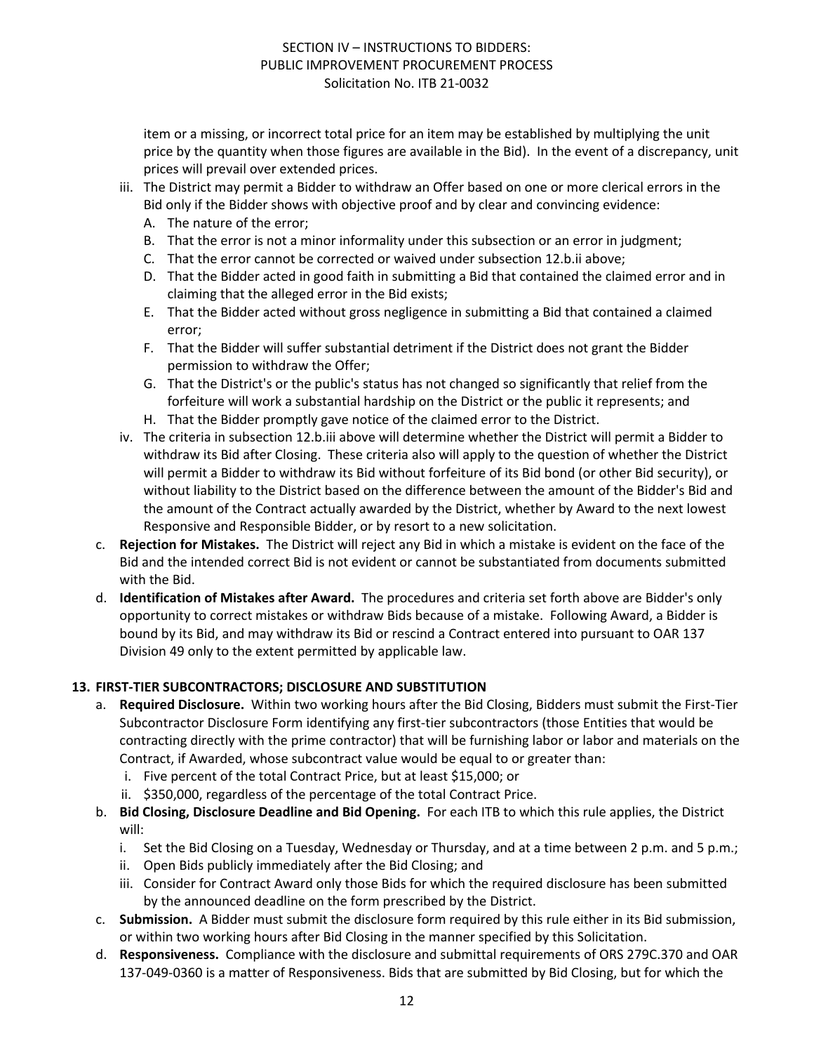item or a missing, or incorrect total price for an item may be established by multiplying the unit price by the quantity when those figures are available in the Bid). In the event of a discrepancy, unit prices will prevail over extended prices.

iii. The District may permit a Bidder to withdraw an Offer based on one or more clerical errors in the Bid only if the Bidder shows with objective proof and by clear and convincing evidence:
   A. The nature of the error;
   B. That the error is not a minor informality under this subsection or an error in judgment;
   C. That the error cannot be corrected or waived under subsection 12.b.ii above;
   D. That the Bidder acted in good faith in submitting a Bid that contained the claimed error and in claiming that the alleged error in the Bid exists;
   E. That the Bidder acted without gross negligence in submitting a Bid that contained a claimed error;
   F. That the Bidder will suffer substantial detriment if the District does not grant the Bidder permission to withdraw the Offer;
   G. That the District's or the public's status has not changed so significantly that relief from the forfeiture will work a substantial hardship on the District or the public it represents; and
   H. That the Bidder promptly gave notice of the claimed error to the District.

iv. The criteria in subsection 12.b.iii above will determine whether the District will permit a Bidder to withdraw its Bid after Closing. These criteria also will apply to the question of whether the District will permit a Bidder to withdraw its Bid without forfeiture of its Bid bond (or other Bid security), or without liability to the District based on the difference between the amount of the Bidder's Bid and the amount of the Contract actually awarded by the District, whether by Award to the next lowest Responsive and Responsible Bidder, or by resort to a new solicitation.

c. **Rejection for Mistakes.** The District will reject any Bid in which a mistake is evident on the face of the Bid and the intended correct Bid is not evident or cannot be substantiated from documents submitted with the Bid.

d. **Identification of Mistakes after Award.** The procedures and criteria set forth above are Bidder's only opportunity to correct mistakes or withdraw Bids because of a mistake. Following Award, a Bidder is bound by its Bid, and may withdraw its Bid or rescind a Contract entered into pursuant to OAR 137 Division 49 only to the extent permitted by applicable law.

**13. FIRST-TIER SUBCONTRACTORS; DISCLOSURE AND SUBSTITUTION**

a. **Required Disclosure.** Within two working hours after the Bid Closing, Bidders must submit the First-Tier Subcontractor Disclosure Form identifying any first-tier subcontractors (those Entities that would be contracting directly with the prime contractor) that will be furnishing labor or labor and materials on the Contract, if Awarded, whose subcontract value would be equal to or greater than:
   i. Five percent of the total Contract Price, but at least $15,000; or
   ii. $350,000, regardless of the percentage of the total Contract Price.

b. **Bid Closing, Disclosure Deadline and Bid Opening.** For each ITB to which this rule applies, the District will:
   i. Set the Bid Closing on a Tuesday, Wednesday or Thursday, and at a time between 2 p.m. and 5 p.m.;
   ii. Open Bids publicly immediately after the Bid Closing; and
   iii. Consider for Contract Award only those Bids for which the required disclosure has been submitted by the announced deadline on the form prescribed by the District.

c. **Submission.** A Bidder must submit the disclosure form required by this rule either in its Bid submission, or within two working hours after Bid Closing in the manner specified by this Solicitation.

d. **Responsiveness.** Compliance with the disclosure and submittal requirements of ORS 279C.370 and OAR 137-049-0360 is a matter of Responsiveness. Bids that are submitted by Bid Closing, but for which the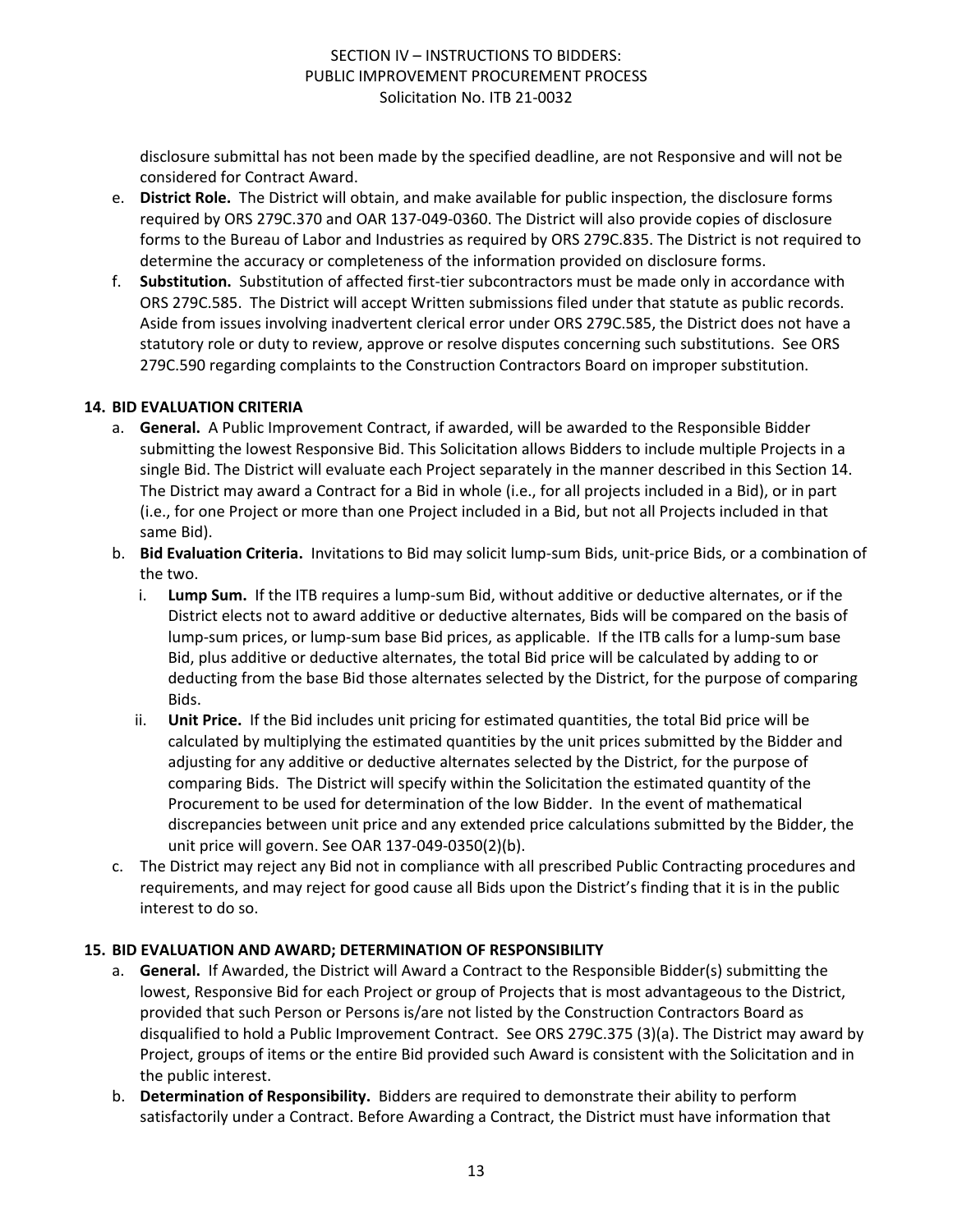disclosure submittal has not been made by the specified deadline, are not Responsive and will not be considered for Contract Award.

e. **District Role.** The District will obtain, and make available for public inspection, the disclosure forms required by ORS 279C.370 and OAR 137-049-0360. The District will also provide copies of disclosure forms to the Bureau of Labor and Industries as required by ORS 279C.835. The District is not required to determine the accuracy or completeness of the information provided on disclosure forms.

f. **Substitution.** Substitution of affected first-tier subcontractors must be made only in accordance with ORS 279C.585. The District will accept Written submissions filed under that statute as public records. Aside from issues involving inadvertent clerical error under ORS 279C.585, the District does not have a statutory role or duty to review, approve or resolve disputes concerning such substitutions. See ORS 279C.590 regarding complaints to the Construction Contractors Board on improper substitution.

## 14. BID EVALUATION CRITERIA

a. **General.** A Public Improvement Contract, if awarded, will be awarded to the Responsible Bidder submitting the lowest Responsive Bid. This Solicitation allows Bidders to include multiple Projects in a single Bid. The District will evaluate each Project separately in the manner described in this Section 14. The District may award a Contract for a Bid in whole (i.e., for all projects included in a Bid), or in part (i.e., for one Project or more than one Project included in a Bid, but not all Projects included in that same Bid).

b. **Bid Evaluation Criteria.** Invitations to Bid may solicit lump-sum Bids, unit-price Bids, or a combination of the two.

   i. **Lump Sum.** If the ITB requires a lump-sum Bid, without additive or deductive alternates, or if the District elects not to award additive or deductive alternates, Bids will be compared on the basis of lump-sum prices, or lump-sum base Bid prices, as applicable. If the ITB calls for a lump-sum base Bid, plus additive or deductive alternates, the total Bid price will be calculated by adding to or deducting from the base Bid those alternates selected by the District, for the purpose of comparing Bids.

   ii. **Unit Price.** If the Bid includes unit pricing for estimated quantities, the total Bid price will be calculated by multiplying the estimated quantities by the unit prices submitted by the Bidder and adjusting for any additive or deductive alternates selected by the District, for the purpose of comparing Bids. The District will specify within the Solicitation the estimated quantity of the Procurement to be used for determination of the low Bidder. In the event of mathematical discrepancies between unit price and any extended price calculations submitted by the Bidder, the unit price will govern. See OAR 137-049-0350(2)(b).

c. The District may reject any Bid not in compliance with all prescribed Public Contracting procedures and requirements, and may reject for good cause all Bids upon the District's finding that it is in the public interest to do so.

## 15. BID EVALUATION AND AWARD; DETERMINATION OF RESPONSIBILITY

a. **General.** If Awarded, the District will Award a Contract to the Responsible Bidder(s) submitting the lowest, Responsive Bid for each Project or group of Projects that is most advantageous to the District, provided that such Person or Persons is/are not listed by the Construction Contractors Board as disqualified to hold a Public Improvement Contract. See ORS 279C.375 (3)(a). The District may award by Project, groups of items or the entire Bid provided such Award is consistent with the Solicitation and in the public interest.

b. **Determination of Responsibility.** Bidders are required to demonstrate their ability to perform satisfactorily under a Contract. Before Awarding a Contract, the District must have information that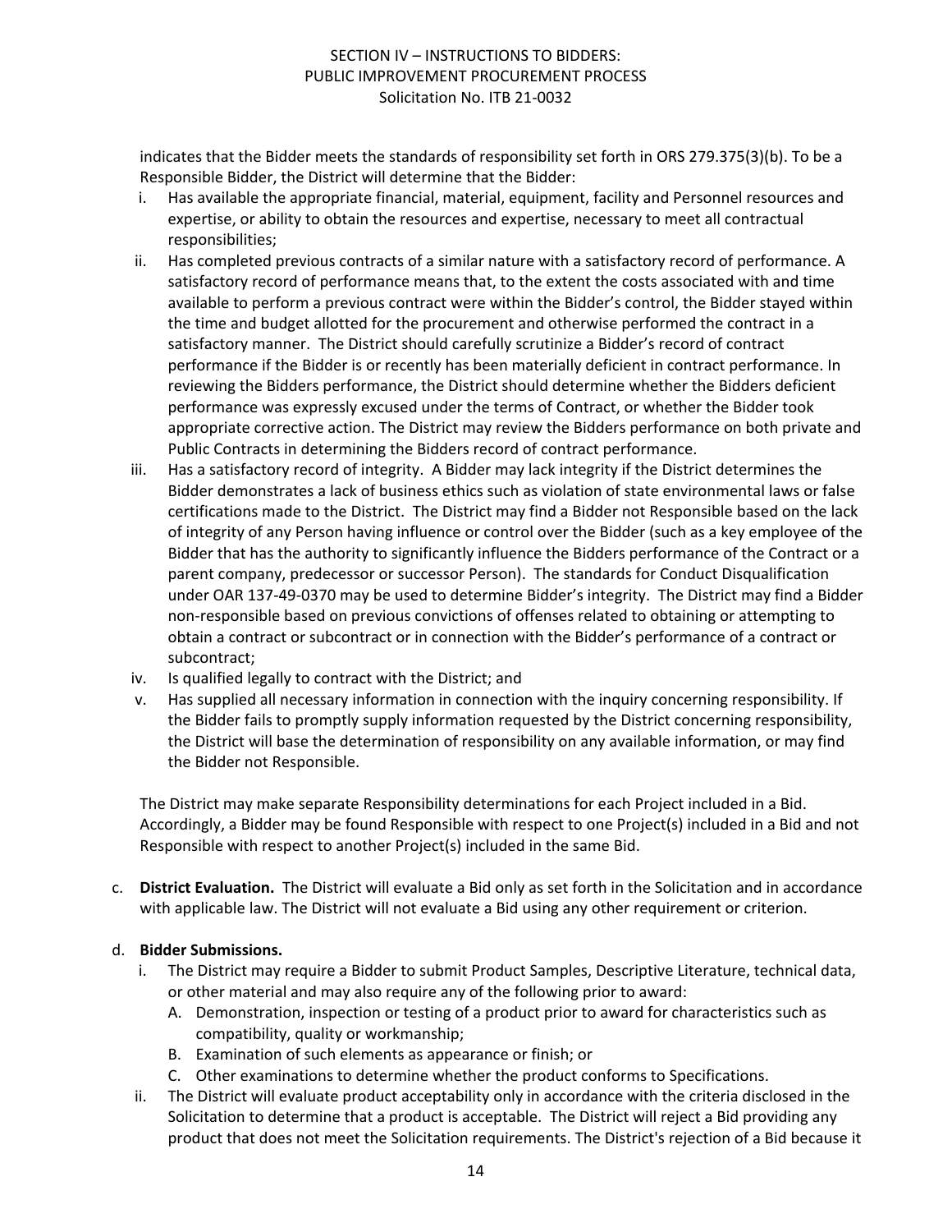indicates that the Bidder meets the standards of responsibility set forth in ORS 279.375(3)(b). To be a Responsible Bidder, the District will determine that the Bidder:

i. Has available the appropriate financial, material, equipment, facility and Personnel resources and expertise, or ability to obtain the resources and expertise, necessary to meet all contractual responsibilities;

ii. Has completed previous contracts of a similar nature with a satisfactory record of performance. A satisfactory record of performance means that, to the extent the costs associated with and time available to perform a previous contract were within the Bidder's control, the Bidder stayed within the time and budget allotted for the procurement and otherwise performed the contract in a satisfactory manner. The District should carefully scrutinize a Bidder's record of contract performance if the Bidder is or recently has been materially deficient in contract performance. In reviewing the Bidders performance, the District should determine whether the Bidders deficient performance was expressly excused under the terms of Contract, or whether the Bidder took appropriate corrective action. The District may review the Bidders performance on both private and Public Contracts in determining the Bidders record of contract performance.

iii. Has a satisfactory record of integrity. A Bidder may lack integrity if the District determines the Bidder demonstrates a lack of business ethics such as violation of state environmental laws or false certifications made to the District. The District may find a Bidder not Responsible based on the lack of integrity of any Person having influence or control over the Bidder (such as a key employee of the Bidder that has the authority to significantly influence the Bidders performance of the Contract or a parent company, predecessor or successor Person). The standards for Conduct Disqualification under OAR 137-49-0370 may be used to determine Bidder's integrity. The District may find a Bidder non-responsible based on previous convictions of offenses related to obtaining or attempting to obtain a contract or subcontract or in connection with the Bidder's performance of a contract or subcontract;

iv. Is qualified legally to contract with the District; and

v. Has supplied all necessary information in connection with the inquiry concerning responsibility. If the Bidder fails to promptly supply information requested by the District concerning responsibility, the District will base the determination of responsibility on any available information, or may find the Bidder not Responsible.

The District may make separate Responsibility determinations for each Project included in a Bid. Accordingly, a Bidder may be found Responsible with respect to one Project(s) included in a Bid and not Responsible with respect to another Project(s) included in the same Bid.

c. **District Evaluation.** The District will evaluate a Bid only as set forth in the Solicitation and in accordance with applicable law. The District will not evaluate a Bid using any other requirement or criterion.

d. **Bidder Submissions.**

i. The District may require a Bidder to submit Product Samples, Descriptive Literature, technical data, or other material and may also require any of the following prior to award:

A. Demonstration, inspection or testing of a product prior to award for characteristics such as compatibility, quality or workmanship;

B. Examination of such elements as appearance or finish; or

C. Other examinations to determine whether the product conforms to Specifications.

ii. The District will evaluate product acceptability only in accordance with the criteria disclosed in the Solicitation to determine that a product is acceptable. The District will reject a Bid providing any product that does not meet the Solicitation requirements. The District's rejection of a Bid because it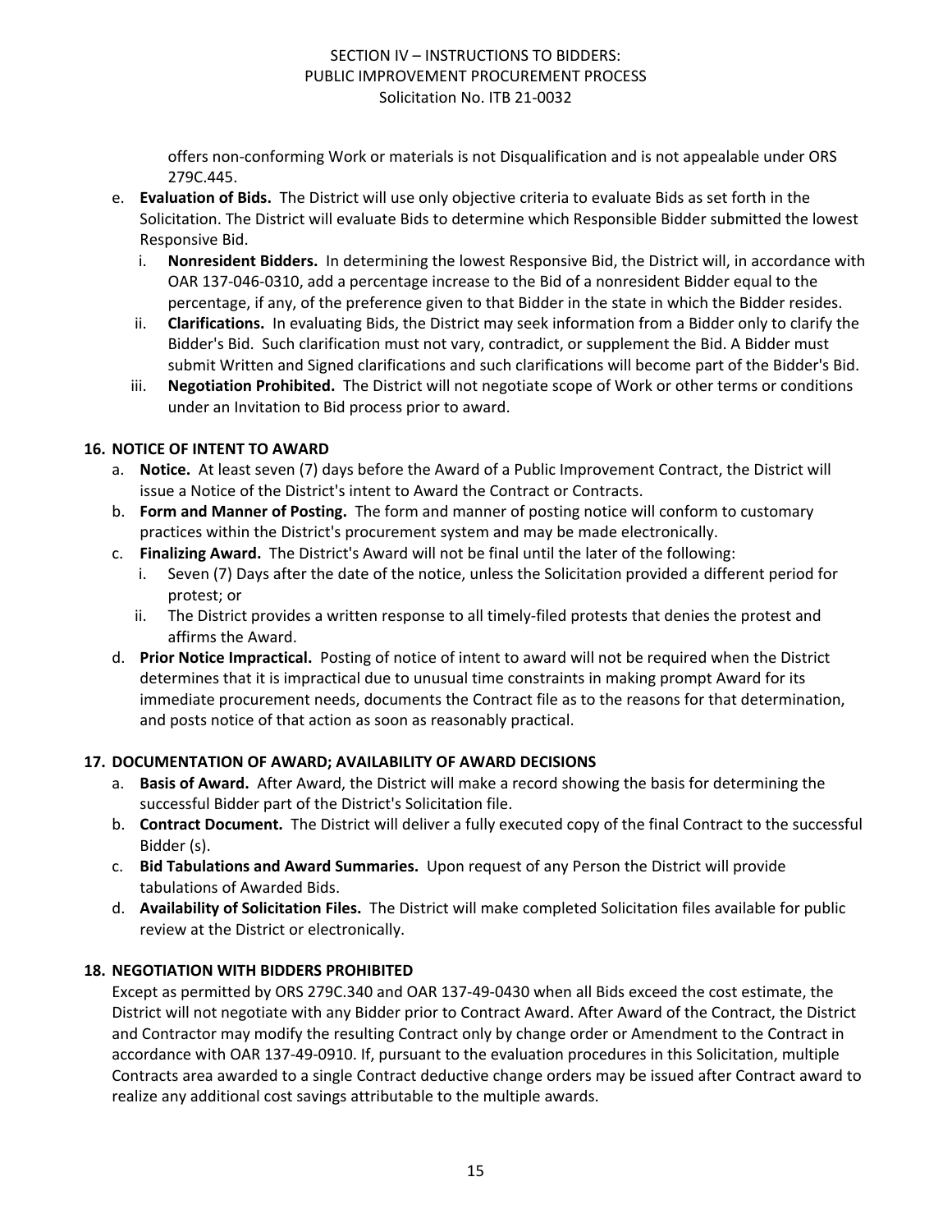offers non-conforming Work or materials is not Disqualification and is not appealable under ORS 279C.445.

e. **Evaluation of Bids.** The District will use only objective criteria to evaluate Bids as set forth in the Solicitation. The District will evaluate Bids to determine which Responsible Bidder submitted the lowest Responsive Bid.
   i. **Nonresident Bidders.** In determining the lowest Responsive Bid, the District will, in accordance with OAR 137-046-0310, add a percentage increase to the Bid of a nonresident Bidder equal to the percentage, if any, of the preference given to that Bidder in the state in which the Bidder resides.
   ii. **Clarifications.** In evaluating Bids, the District may seek information from a Bidder only to clarify the Bidder's Bid. Such clarification must not vary, contradict, or supplement the Bid. A Bidder must submit Written and Signed clarifications and such clarifications will become part of the Bidder's Bid.
   iii. **Negotiation Prohibited.** The District will not negotiate scope of Work or other terms or conditions under an Invitation to Bid process prior to award.

**16. NOTICE OF INTENT TO AWARD**

a. **Notice.** At least seven (7) days before the Award of a Public Improvement Contract, the District will issue a Notice of the District's intent to Award the Contract or Contracts.

b. **Form and Manner of Posting.** The form and manner of posting notice will conform to customary practices within the District's procurement system and may be made electronically.

c. **Finalizing Award.** The District's Award will not be final until the later of the following:
   i. Seven (7) Days after the date of the notice, unless the Solicitation provided a different period for protest; or
   ii. The District provides a written response to all timely-filed protests that denies the protest and affirms the Award.

d. **Prior Notice Impractical.** Posting of notice of intent to award will not be required when the District determines that it is impractical due to unusual time constraints in making prompt Award for its immediate procurement needs, documents the Contract file as to the reasons for that determination, and posts notice of that action as soon as reasonably practical.

**17. DOCUMENTATION OF AWARD; AVAILABILITY OF AWARD DECISIONS**

a. **Basis of Award.** After Award, the District will make a record showing the basis for determining the successful Bidder part of the District's Solicitation file.

b. **Contract Document.** The District will deliver a fully executed copy of the final Contract to the successful Bidder (s).

c. **Bid Tabulations and Award Summaries.** Upon request of any Person the District will provide tabulations of Awarded Bids.

d. **Availability of Solicitation Files.** The District will make completed Solicitation files available for public review at the District or electronically.

**18. NEGOTIATION WITH BIDDERS PROHIBITED**

Except as permitted by ORS 279C.340 and OAR 137-49-0430 when all Bids exceed the cost estimate, the District will not negotiate with any Bidder prior to Contract Award. After Award of the Contract, the District and Contractor may modify the resulting Contract only by change order or Amendment to the Contract in accordance with OAR 137-49-0910. If, pursuant to the evaluation procedures in this Solicitation, multiple Contracts area awarded to a single Contract deductive change orders may be issued after Contract award to realize any additional cost savings attributable to the multiple awards.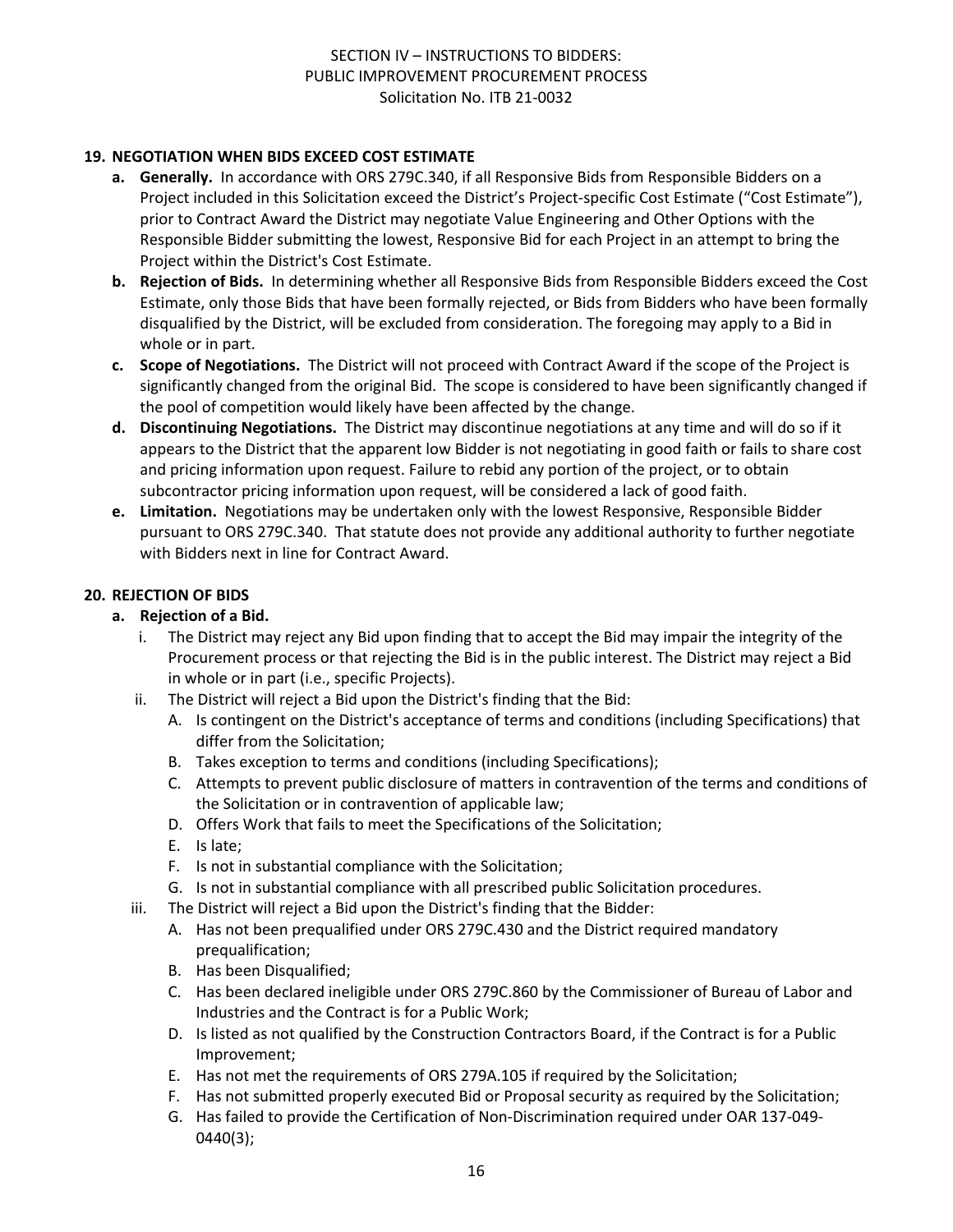## 19. NEGOTIATION WHEN BIDS EXCEED COST ESTIMATE

a. **Generally.** In accordance with ORS 279C.340, if all Responsive Bids from Responsible Bidders on a Project included in this Solicitation exceed the District's Project-specific Cost Estimate ("Cost Estimate"), prior to Contract Award the District may negotiate Value Engineering and Other Options with the Responsible Bidder submitting the lowest, Responsive Bid for each Project in an attempt to bring the Project within the District's Cost Estimate.

b. **Rejection of Bids.** In determining whether all Responsive Bids from Responsible Bidders exceed the Cost Estimate, only those Bids that have been formally rejected, or Bids from Bidders who have been formally disqualified by the District, will be excluded from consideration. The foregoing may apply to a Bid in whole or in part.

c. **Scope of Negotiations.** The District will not proceed with Contract Award if the scope of the Project is significantly changed from the original Bid. The scope is considered to have been significantly changed if the pool of competition would likely have been affected by the change.

d. **Discontinuing Negotiations.** The District may discontinue negotiations at any time and will do so if it appears to the District that the apparent low Bidder is not negotiating in good faith or fails to share cost and pricing information upon request. Failure to rebid any portion of the project, or to obtain subcontractor pricing information upon request, will be considered a lack of good faith.

e. **Limitation.** Negotiations may be undertaken only with the lowest Responsive, Responsible Bidder pursuant to ORS 279C.340. That statute does not provide any additional authority to further negotiate with Bidders next in line for Contract Award.

## 20. REJECTION OF BIDS

a. **Rejection of a Bid.**

   i. The District may reject any Bid upon finding that to accept the Bid may impair the integrity of the Procurement process or that rejecting the Bid is in the public interest. The District may reject a Bid in whole or in part (i.e., specific Projects).

   ii. The District will reject a Bid upon the District's finding that the Bid:

      A. Is contingent on the District's acceptance of terms and conditions (including Specifications) that differ from the Solicitation;
      B. Takes exception to terms and conditions (including Specifications);
      C. Attempts to prevent public disclosure of matters in contravention of the terms and conditions of the Solicitation or in contravention of applicable law;
      D. Offers Work that fails to meet the Specifications of the Solicitation;
      E. Is late;
      F. Is not in substantial compliance with the Solicitation;
      G. Is not in substantial compliance with all prescribed public Solicitation procedures.

   iii. The District will reject a Bid upon the District's finding that the Bidder:

      A. Has not been prequalified under ORS 279C.430 and the District required mandatory prequalification;
      B. Has been Disqualified;
      C. Has been declared ineligible under ORS 279C.860 by the Commissioner of Bureau of Labor and Industries and the Contract is for a Public Work;
      D. Is listed as not qualified by the Construction Contractors Board, if the Contract is for a Public Improvement;
      E. Has not met the requirements of ORS 279A.105 if required by the Solicitation;
      F. Has not submitted properly executed Bid or Proposal security as required by the Solicitation;
      G. Has failed to provide the Certification of Non-Discrimination required under OAR 137-049-0440(3);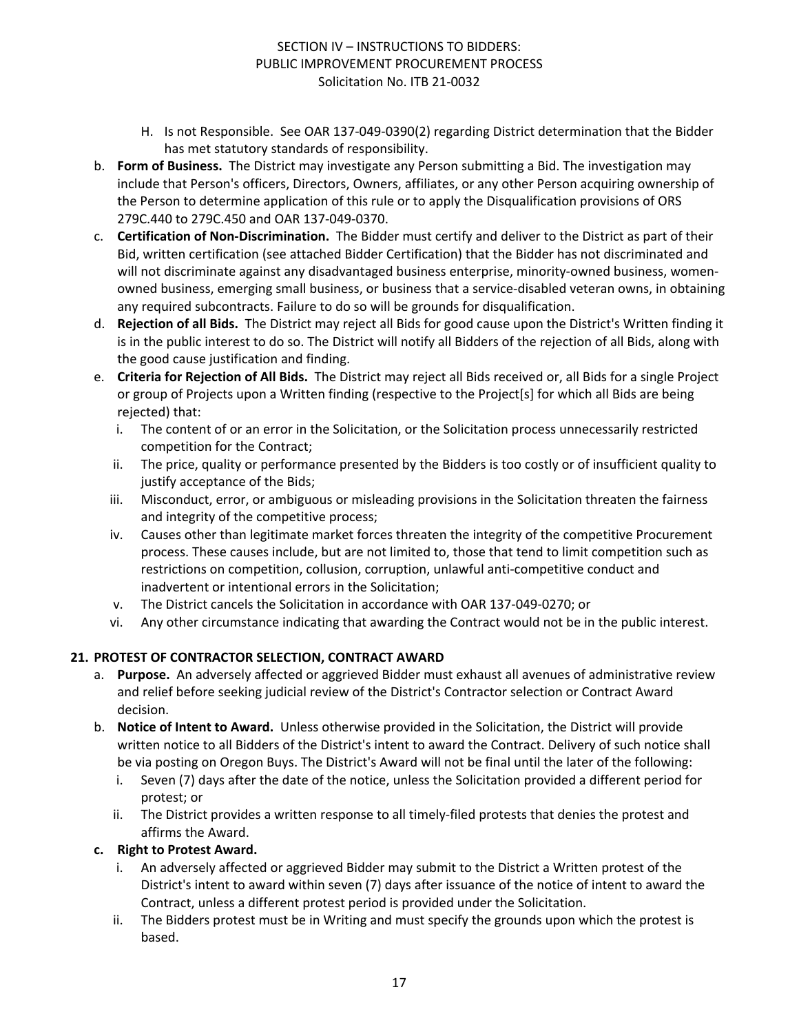H. Is not Responsible. See OAR 137-049-0390(2) regarding District determination that the Bidder has met statutory standards of responsibility.

b. **Form of Business.** The District may investigate any Person submitting a Bid. The investigation may include that Person's officers, Directors, Owners, affiliates, or any other Person acquiring ownership of the Person to determine application of this rule or to apply the Disqualification provisions of ORS 279C.440 to 279C.450 and OAR 137-049-0370.

c. **Certification of Non-Discrimination.** The Bidder must certify and deliver to the District as part of their Bid, written certification (see attached Bidder Certification) that the Bidder has not discriminated and will not discriminate against any disadvantaged business enterprise, minority-owned business, women-owned business, emerging small business, or business that a service-disabled veteran owns, in obtaining any required subcontracts. Failure to do so will be grounds for disqualification.

d. **Rejection of all Bids.** The District may reject all Bids for good cause upon the District's Written finding it is in the public interest to do so. The District will notify all Bidders of the rejection of all Bids, along with the good cause justification and finding.

e. **Criteria for Rejection of All Bids.** The District may reject all Bids received or, all Bids for a single Project or group of Projects upon a Written finding (respective to the Project[s] for which all Bids are being rejected) that:
   i. The content of or an error in the Solicitation, or the Solicitation process unnecessarily restricted competition for the Contract;
   ii. The price, quality or performance presented by the Bidders is too costly or of insufficient quality to justify acceptance of the Bids;
   iii. Misconduct, error, or ambiguous or misleading provisions in the Solicitation threaten the fairness and integrity of the competitive process;
   iv. Causes other than legitimate market forces threaten the integrity of the competitive Procurement process. These causes include, but are not limited to, those that tend to limit competition such as restrictions on competition, collusion, corruption, unlawful anti-competitive conduct and inadvertent or intentional errors in the Solicitation;
   v. The District cancels the Solicitation in accordance with OAR 137-049-0270; or
   vi. Any other circumstance indicating that awarding the Contract would not be in the public interest.

## 21. PROTEST OF CONTRACTOR SELECTION, CONTRACT AWARD

a. **Purpose.** An adversely affected or aggrieved Bidder must exhaust all avenues of administrative review and relief before seeking judicial review of the District's Contractor selection or Contract Award decision.

b. **Notice of Intent to Award.** Unless otherwise provided in the Solicitation, the District will provide written notice to all Bidders of the District's intent to award the Contract. Delivery of such notice shall be via posting on Oregon Buys. The District's Award will not be final until the later of the following:
   i. Seven (7) days after the date of the notice, unless the Solicitation provided a different period for protest; or
   ii. The District provides a written response to all timely-filed protests that denies the protest and affirms the Award.

c. **Right to Protest Award.**
   i. An adversely affected or aggrieved Bidder may submit to the District a Written protest of the District's intent to award within seven (7) days after issuance of the notice of intent to award the Contract, unless a different protest period is provided under the Solicitation.
   ii. The Bidders protest must be in Writing and must specify the grounds upon which the protest is based.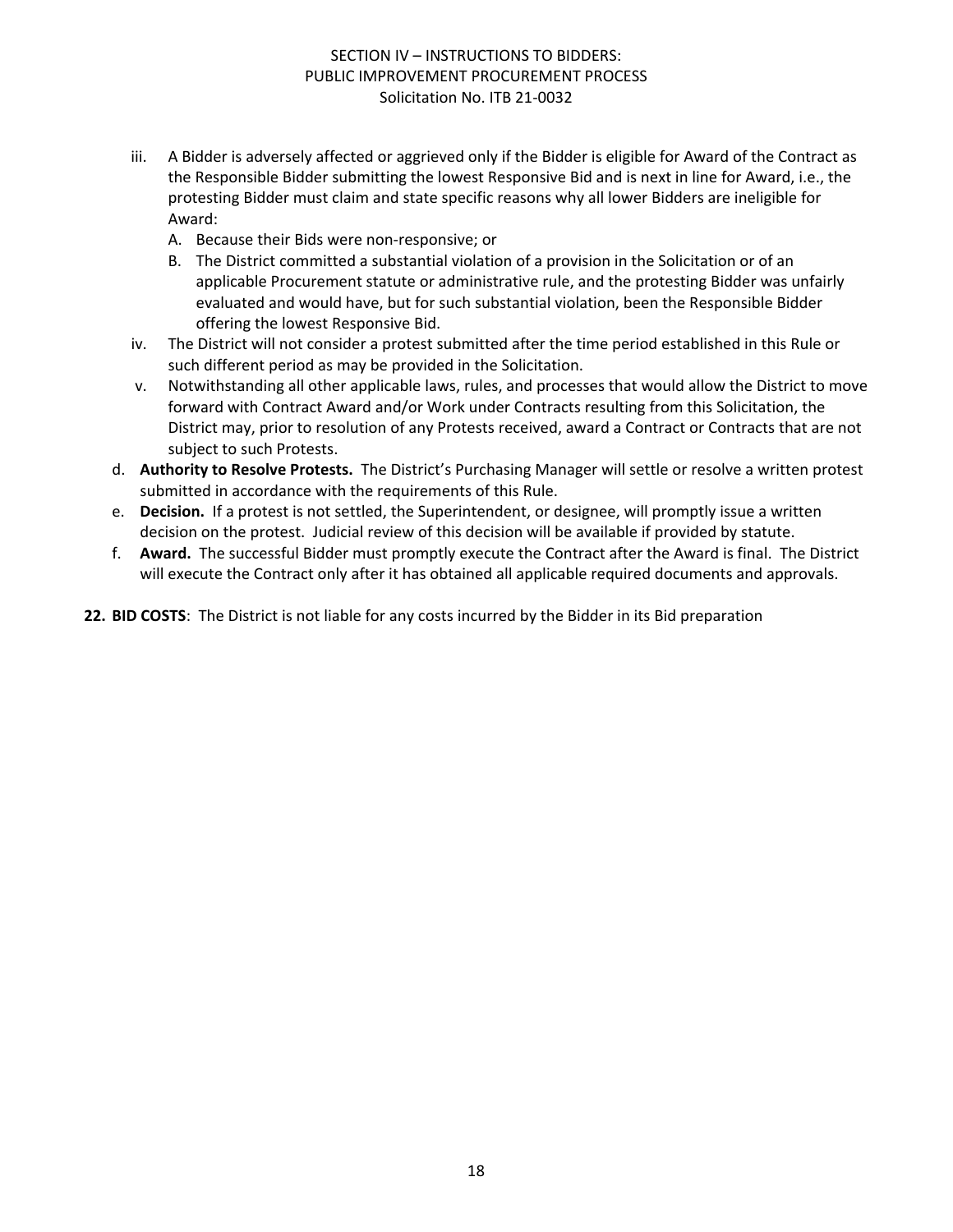iii. A Bidder is adversely affected or aggrieved only if the Bidder is eligible for Award of the Contract as the Responsible Bidder submitting the lowest Responsive Bid and is next in line for Award, i.e., the protesting Bidder must claim and state specific reasons why all lower Bidders are ineligible for Award:
   A. Because their Bids were non-responsive; or
   B. The District committed a substantial violation of a provision in the Solicitation or of an applicable Procurement statute or administrative rule, and the protesting Bidder was unfairly evaluated and would have, but for such substantial violation, been the Responsible Bidder offering the lowest Responsive Bid.

iv. The District will not consider a protest submitted after the time period established in this Rule or such different period as may be provided in the Solicitation.

v. Notwithstanding all other applicable laws, rules, and processes that would allow the District to move forward with Contract Award and/or Work under Contracts resulting from this Solicitation, the District may, prior to resolution of any Protests received, award a Contract or Contracts that are not subject to such Protests.

d. **Authority to Resolve Protests.** The District's Purchasing Manager will settle or resolve a written protest submitted in accordance with the requirements of this Rule.

e. **Decision.** If a protest is not settled, the Superintendent, or designee, will promptly issue a written decision on the protest. Judicial review of this decision will be available if provided by statute.

f. **Award.** The successful Bidder must promptly execute the Contract after the Award is final. The District will execute the Contract only after it has obtained all applicable required documents and approvals.

**22. BID COSTS**: The District is not liable for any costs incurred by the Bidder in its Bid preparation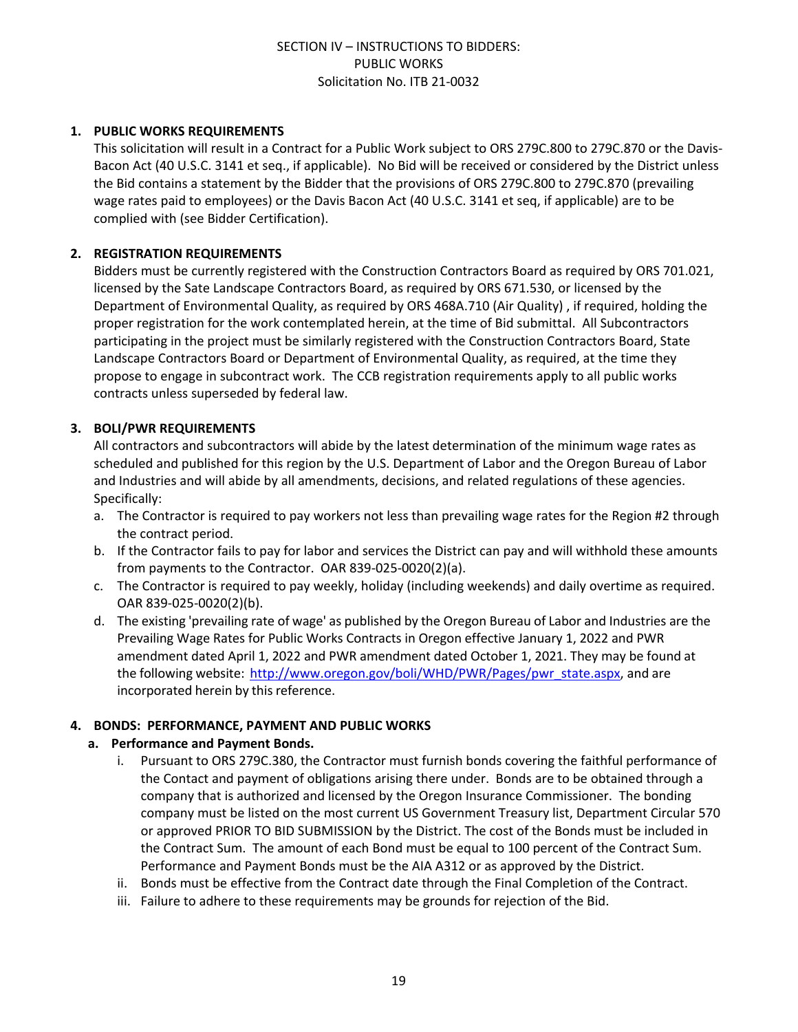SECTION IV – INSTRUCTIONS TO BIDDERS:
PUBLIC WORKS
Solicitation No. ITB 21-0032

**1. PUBLIC WORKS REQUIREMENTS**

This solicitation will result in a Contract for a Public Work subject to ORS 279C.800 to 279C.870 or the Davis-Bacon Act (40 U.S.C. 3141 et seq., if applicable). No Bid will be received or considered by the District unless the Bid contains a statement by the Bidder that the provisions of ORS 279C.800 to 279C.870 (prevailing wage rates paid to employees) or the Davis Bacon Act (40 U.S.C. 3141 et seq, if applicable) are to be complied with (see Bidder Certification).

**2. REGISTRATION REQUIREMENTS**

Bidders must be currently registered with the Construction Contractors Board as required by ORS 701.021, licensed by the Sate Landscape Contractors Board, as required by ORS 671.530, or licensed by the Department of Environmental Quality, as required by ORS 468A.710 (Air Quality) , if required, holding the proper registration for the work contemplated herein, at the time of Bid submittal. All Subcontractors participating in the project must be similarly registered with the Construction Contractors Board, State Landscape Contractors Board or Department of Environmental Quality, as required, at the time they propose to engage in subcontract work. The CCB registration requirements apply to all public works contracts unless superseded by federal law.

**3. BOLI/PWR REQUIREMENTS**

All contractors and subcontractors will abide by the latest determination of the minimum wage rates as scheduled and published for this region by the U.S. Department of Labor and the Oregon Bureau of Labor and Industries and will abide by all amendments, decisions, and related regulations of these agencies. Specifically:

a. The Contractor is required to pay workers not less than prevailing wage rates for the Region #2 through the contract period.
b. If the Contractor fails to pay for labor and services the District can pay and will withhold these amounts from payments to the Contractor. OAR 839-025-0020(2)(a).
c. The Contractor is required to pay weekly, holiday (including weekends) and daily overtime as required. OAR 839-025-0020(2)(b).
d. The existing 'prevailing rate of wage' as published by the Oregon Bureau of Labor and Industries are the Prevailing Wage Rates for Public Works Contracts in Oregon effective January 1, 2022 and PWR amendment dated April 1, 2022 and PWR amendment dated October 1, 2021. They may be found at the following website: [http://www.oregon.gov/boli/WHD/PWR/Pages/pwr_state.aspx](http://www.oregon.gov/boli/WHD/PWR/Pages/pwr_state.aspx), and are incorporated herein by this reference.

**4. BONDS: PERFORMANCE, PAYMENT AND PUBLIC WORKS**

**a. Performance and Payment Bonds.**

i. Pursuant to ORS 279C.380, the Contractor must furnish bonds covering the faithful performance of the Contact and payment of obligations arising there under. Bonds are to be obtained through a company that is authorized and licensed by the Oregon Insurance Commissioner. The bonding company must be listed on the most current US Government Treasury list, Department Circular 570 or approved PRIOR TO BID SUBMISSION by the District. The cost of the Bonds must be included in the Contract Sum. The amount of each Bond must be equal to 100 percent of the Contract Sum. Performance and Payment Bonds must be the AIA A312 or as approved by the District.
ii. Bonds must be effective from the Contract date through the Final Completion of the Contract.
iii. Failure to adhere to these requirements may be grounds for rejection of the Bid.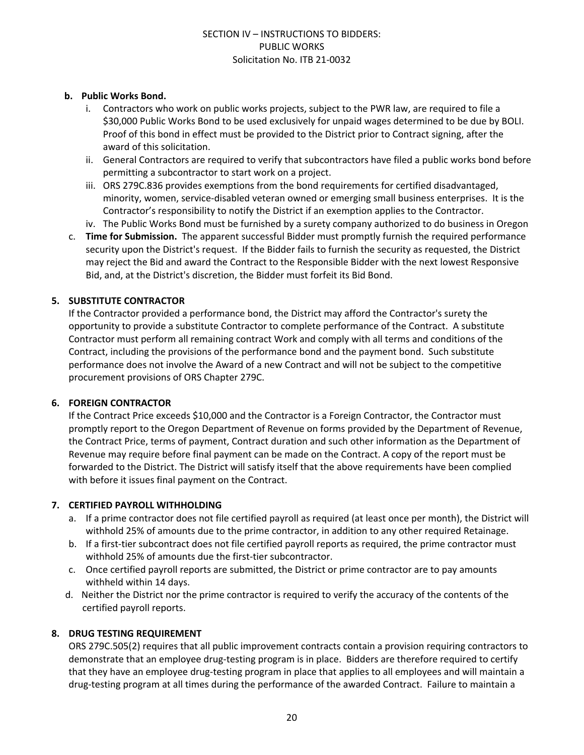**b. Public Works Bond.**

i. Contractors who work on public works projects, subject to the PWR law, are required to file a $30,000 Public Works Bond to be used exclusively for unpaid wages determined to be due by BOLI. Proof of this bond in effect must be provided to the District prior to Contract signing, after the award of this solicitation.

ii. General Contractors are required to verify that subcontractors have filed a public works bond before permitting a subcontractor to start work on a project.

iii. ORS 279C.836 provides exemptions from the bond requirements for certified disadvantaged, minority, women, service-disabled veteran owned or emerging small business enterprises. It is the Contractor's responsibility to notify the District if an exemption applies to the Contractor.

iv. The Public Works Bond must be furnished by a surety company authorized to do business in Oregon

c. **Time for Submission.** The apparent successful Bidder must promptly furnish the required performance security upon the District's request. If the Bidder fails to furnish the security as requested, the District may reject the Bid and award the Contract to the Responsible Bidder with the next lowest Responsive Bid, and, at the District's discretion, the Bidder must forfeit its Bid Bond.

**5. SUBSTITUTE CONTRACTOR**

If the Contractor provided a performance bond, the District may afford the Contractor's surety the opportunity to provide a substitute Contractor to complete performance of the Contract. A substitute Contractor must perform all remaining contract Work and comply with all terms and conditions of the Contract, including the provisions of the performance bond and the payment bond. Such substitute performance does not involve the Award of a new Contract and will not be subject to the competitive procurement provisions of ORS Chapter 279C.

**6. FOREIGN CONTRACTOR**

If the Contract Price exceeds $10,000 and the Contractor is a Foreign Contractor, the Contractor must promptly report to the Oregon Department of Revenue on forms provided by the Department of Revenue, the Contract Price, terms of payment, Contract duration and such other information as the Department of Revenue may require before final payment can be made on the Contract. A copy of the report must be forwarded to the District. The District will satisfy itself that the above requirements have been complied with before it issues final payment on the Contract.

**7. CERTIFIED PAYROLL WITHHOLDING**

a. If a prime contractor does not file certified payroll as required (at least once per month), the District will withhold 25% of amounts due to the prime contractor, in addition to any other required Retainage.

b. If a first-tier subcontract does not file certified payroll reports as required, the prime contractor must withhold 25% of amounts due the first-tier subcontractor.

c. Once certified payroll reports are submitted, the District or prime contractor are to pay amounts withheld within 14 days.

d. Neither the District nor the prime contractor is required to verify the accuracy of the contents of the certified payroll reports.

**8. DRUG TESTING REQUIREMENT**

ORS 279C.505(2) requires that all public improvement contracts contain a provision requiring contractors to demonstrate that an employee drug-testing program is in place. Bidders are therefore required to certify that they have an employee drug-testing program in place that applies to all employees and will maintain a drug-testing program at all times during the performance of the awarded Contract. Failure to maintain a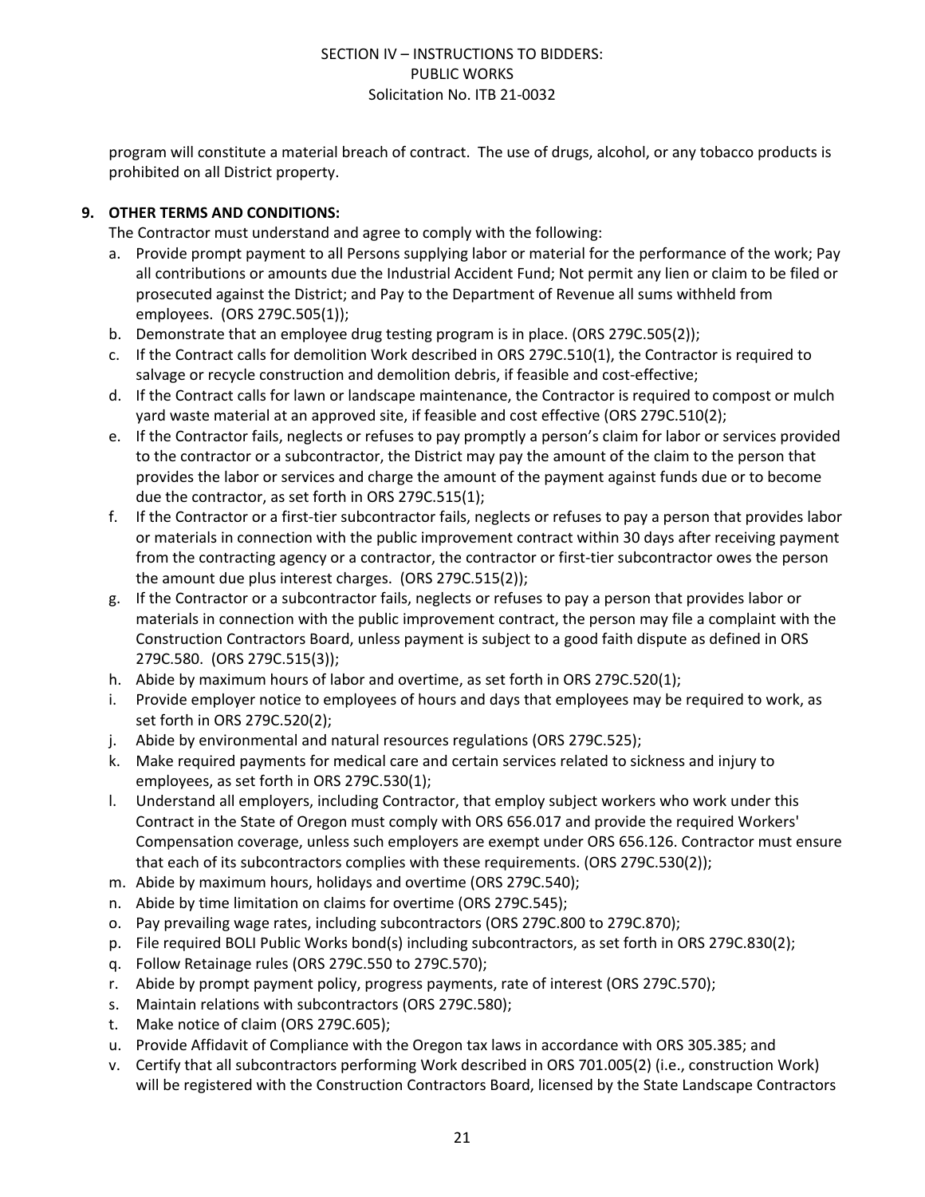program will constitute a material breach of contract. The use of drugs, alcohol, or any tobacco products is prohibited on all District property.

**9. OTHER TERMS AND CONDITIONS:**

The Contractor must understand and agree to comply with the following:

a. Provide prompt payment to all Persons supplying labor or material for the performance of the work; Pay all contributions or amounts due the Industrial Accident Fund; Not permit any lien or claim to be filed or prosecuted against the District; and Pay to the Department of Revenue all sums withheld from employees. (ORS 279C.505(1));
b. Demonstrate that an employee drug testing program is in place. (ORS 279C.505(2));
c. If the Contract calls for demolition Work described in ORS 279C.510(1), the Contractor is required to salvage or recycle construction and demolition debris, if feasible and cost-effective;
d. If the Contract calls for lawn or landscape maintenance, the Contractor is required to compost or mulch yard waste material at an approved site, if feasible and cost effective (ORS 279C.510(2);
e. If the Contractor fails, neglects or refuses to pay promptly a person's claim for labor or services provided to the contractor or a subcontractor, the District may pay the amount of the claim to the person that provides the labor or services and charge the amount of the payment against funds due or to become due the contractor, as set forth in ORS 279C.515(1);
f. If the Contractor or a first-tier subcontractor fails, neglects or refuses to pay a person that provides labor or materials in connection with the public improvement contract within 30 days after receiving payment from the contracting agency or a contractor, the contractor or first-tier subcontractor owes the person the amount due plus interest charges. (ORS 279C.515(2));
g. If the Contractor or a subcontractor fails, neglects or refuses to pay a person that provides labor or materials in connection with the public improvement contract, the person may file a complaint with the Construction Contractors Board, unless payment is subject to a good faith dispute as defined in ORS 279C.580. (ORS 279C.515(3));
h. Abide by maximum hours of labor and overtime, as set forth in ORS 279C.520(1);
i. Provide employer notice to employees of hours and days that employees may be required to work, as set forth in ORS 279C.520(2);
j. Abide by environmental and natural resources regulations (ORS 279C.525);
k. Make required payments for medical care and certain services related to sickness and injury to employees, as set forth in ORS 279C.530(1);
l. Understand all employers, including Contractor, that employ subject workers who work under this Contract in the State of Oregon must comply with ORS 656.017 and provide the required Workers' Compensation coverage, unless such employers are exempt under ORS 656.126. Contractor must ensure that each of its subcontractors complies with these requirements. (ORS 279C.530(2));
m. Abide by maximum hours, holidays and overtime (ORS 279C.540);
n. Abide by time limitation on claims for overtime (ORS 279C.545);
o. Pay prevailing wage rates, including subcontractors (ORS 279C.800 to 279C.870);
p. File required BOLI Public Works bond(s) including subcontractors, as set forth in ORS 279C.830(2);
q. Follow Retainage rules (ORS 279C.550 to 279C.570);
r. Abide by prompt payment policy, progress payments, rate of interest (ORS 279C.570);
s. Maintain relations with subcontractors (ORS 279C.580);
t. Make notice of claim (ORS 279C.605);
u. Provide Affidavit of Compliance with the Oregon tax laws in accordance with ORS 305.385; and
v. Certify that all subcontractors performing Work described in ORS 701.005(2) (i.e., construction Work) will be registered with the Construction Contractors Board, licensed by the State Landscape Contractors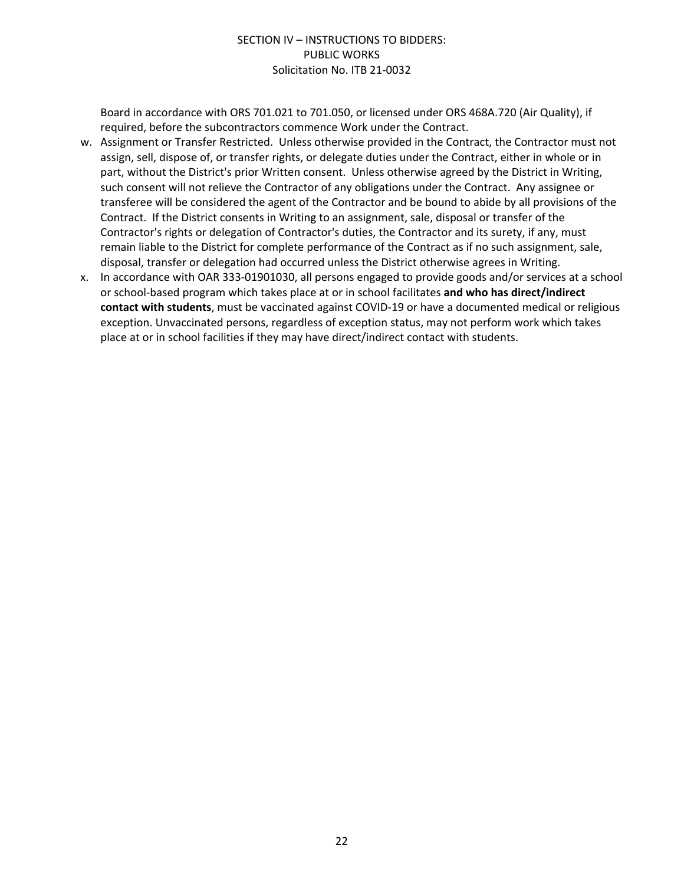Board in accordance with ORS 701.021 to 701.050, or licensed under ORS 468A.720 (Air Quality), if required, before the subcontractors commence Work under the Contract.

w. Assignment or Transfer Restricted. Unless otherwise provided in the Contract, the Contractor must not assign, sell, dispose of, or transfer rights, or delegate duties under the Contract, either in whole or in part, without the District's prior Written consent. Unless otherwise agreed by the District in Writing, such consent will not relieve the Contractor of any obligations under the Contract. Any assignee or transferee will be considered the agent of the Contractor and be bound to abide by all provisions of the Contract. If the District consents in Writing to an assignment, sale, disposal or transfer of the Contractor's rights or delegation of Contractor's duties, the Contractor and its surety, if any, must remain liable to the District for complete performance of the Contract as if no such assignment, sale, disposal, transfer or delegation had occurred unless the District otherwise agrees in Writing.

x. In accordance with OAR 333-01901030, all persons engaged to provide goods and/or services at a school or school-based program which takes place at or in school facilitates **and who has direct/indirect contact with students**, must be vaccinated against COVID-19 or have a documented medical or religious exception. Unvaccinated persons, regardless of exception status, may not perform work which takes place at or in school facilities if they may have direct/indirect contact with students.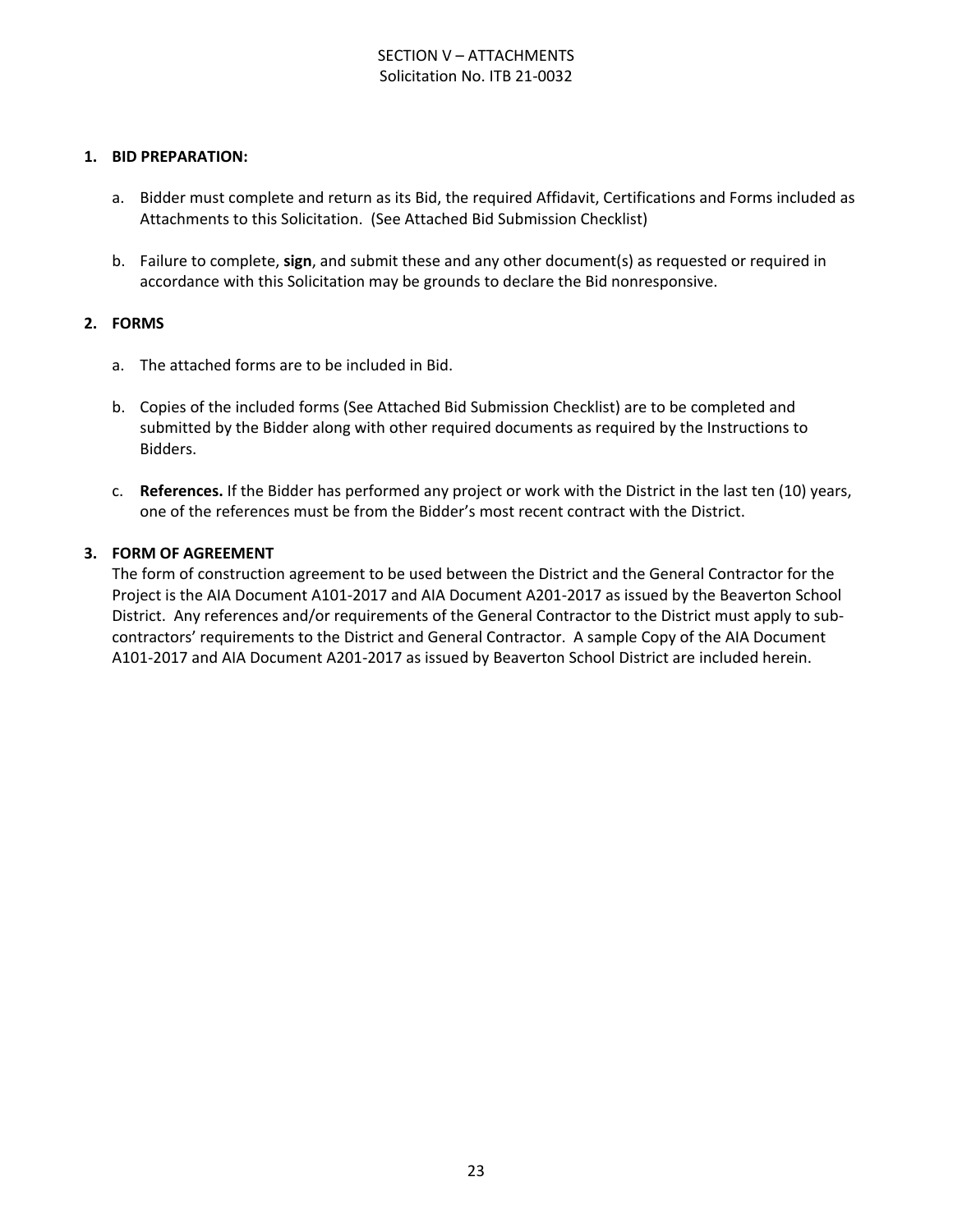# SECTION V – ATTACHMENTS
Solicitation No. ITB 21-0032

**1. BID PREPARATION:**

a. Bidder must complete and return as its Bid, the required Affidavit, Certifications and Forms included as Attachments to this Solicitation. (See Attached Bid Submission Checklist)

b. Failure to complete, **sign**, and submit these and any other document(s) as requested or required in accordance with this Solicitation may be grounds to declare the Bid nonresponsive.

**2. FORMS**

a. The attached forms are to be included in Bid.

b. Copies of the included forms (See Attached Bid Submission Checklist) are to be completed and submitted by the Bidder along with other required documents as required by the Instructions to Bidders.

c. **References.** If the Bidder has performed any project or work with the District in the last ten (10) years, one of the references must be from the Bidder's most recent contract with the District.

**3. FORM OF AGREEMENT**

The form of construction agreement to be used between the District and the General Contractor for the Project is the AIA Document A101-2017 and AIA Document A201-2017 as issued by the Beaverton School District. Any references and/or requirements of the General Contractor to the District must apply to sub-contractors' requirements to the District and General Contractor. A sample Copy of the AIA Document A101-2017 and AIA Document A201-2017 as issued by Beaverton School District are included herein.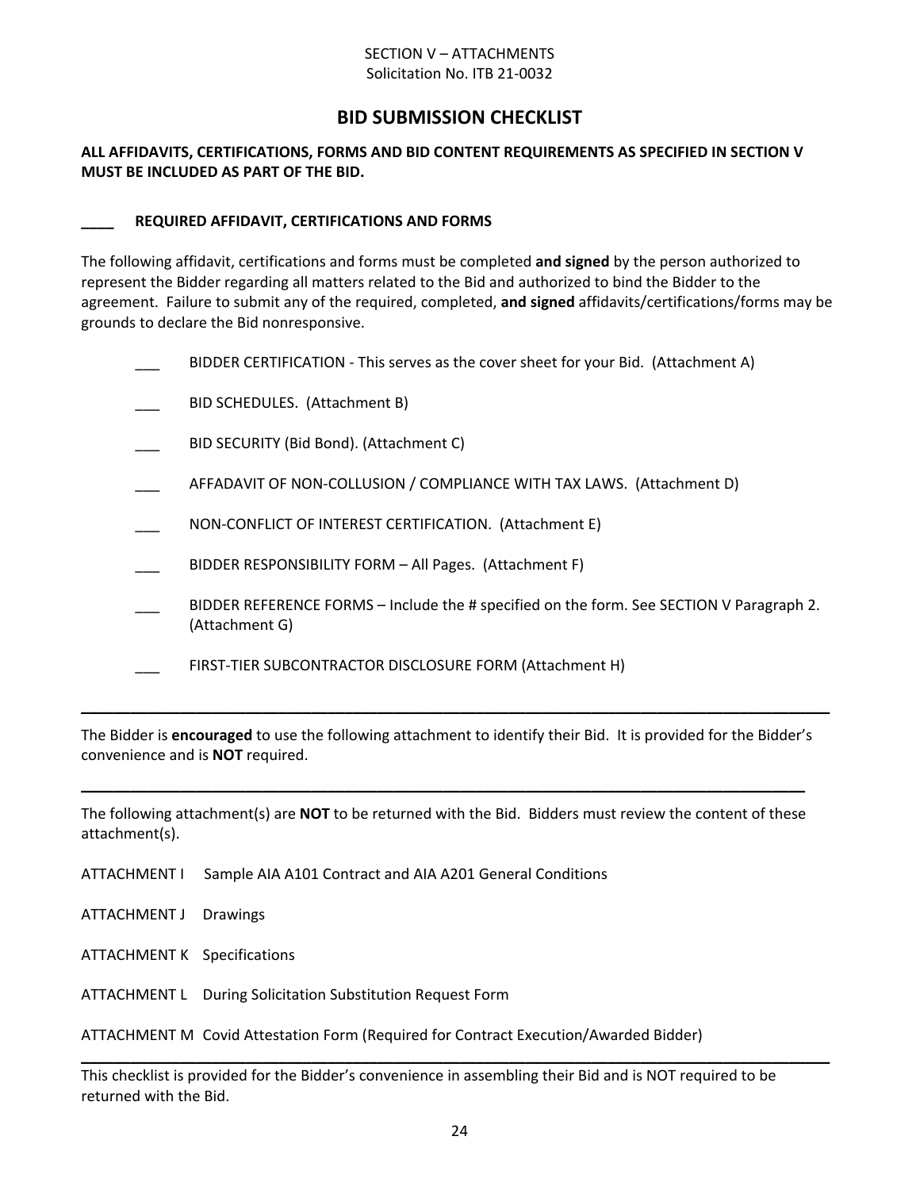SECTION V – ATTACHMENTS
Solicitation No. ITB 21-0032

# BID SUBMISSION CHECKLIST

**ALL AFFIDAVITS, CERTIFICATIONS, FORMS AND BID CONTENT REQUIREMENTS AS SPECIFIED IN SECTION V MUST BE INCLUDED AS PART OF THE BID.**

**____ REQUIRED AFFIDAVIT, CERTIFICATIONS AND FORMS**

The following affidavit, certifications and forms must be completed **and signed** by the person authorized to represent the Bidder regarding all matters related to the Bid and authorized to bind the Bidder to the agreement. Failure to submit any of the required, completed, **and signed** affidavits/certifications/forms may be grounds to declare the Bid nonresponsive.

- ___ BIDDER CERTIFICATION - This serves as the cover sheet for your Bid. (Attachment A)
- ___ BID SCHEDULES. (Attachment B)
- ___ BID SECURITY (Bid Bond). (Attachment C)
- ___ AFFADAVIT OF NON-COLLUSION / COMPLIANCE WITH TAX LAWS. (Attachment D)
- ___ NON-CONFLICT OF INTEREST CERTIFICATION. (Attachment E)
- ___ BIDDER RESPONSIBILITY FORM – All Pages. (Attachment F)
- ___ BIDDER REFERENCE FORMS – Include the # specified on the form. See SECTION V Paragraph 2. (Attachment G)
- ___ FIRST-TIER SUBCONTRACTOR DISCLOSURE FORM (Attachment H)

---

The Bidder is **encouraged** to use the following attachment to identify their Bid. It is provided for the Bidder's convenience and is **NOT** required.

---

The following attachment(s) are **NOT** to be returned with the Bid. Bidders must review the content of these attachment(s).

ATTACHMENT I Sample AIA A101 Contract and AIA A201 General Conditions

ATTACHMENT J Drawings

ATTACHMENT K Specifications

ATTACHMENT L During Solicitation Substitution Request Form

ATTACHMENT M Covid Attestation Form (Required for Contract Execution/Awarded Bidder)

---

This checklist is provided for the Bidder's convenience in assembling their Bid and is NOT required to be returned with the Bid.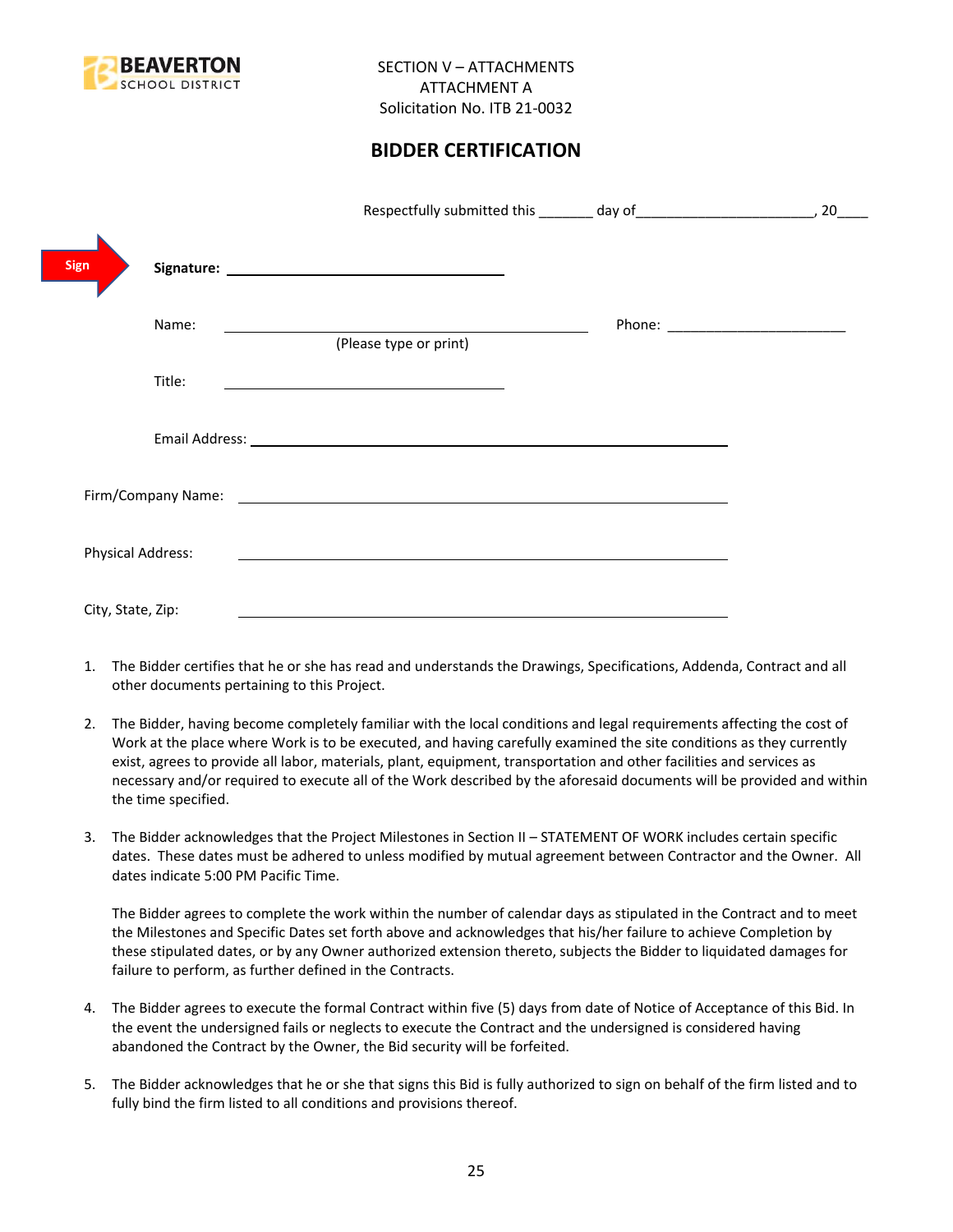SECTION V – ATTACHMENTS
ATTACHMENT A
Solicitation No. ITB 21-0032

## BIDDER CERTIFICATION

Respectfully submitted this _______ day of_______________________, 20____

Sign **Signature:** ______________________________

Name: ______________________________ Phone: ______________________
(Please type or print)

Title: ______________________________

Email Address: ______________________________

Firm/Company Name: ______________________________

Physical Address: ______________________________

City, State, Zip: ______________________________

1. The Bidder certifies that he or she has read and understands the Drawings, Specifications, Addenda, Contract and all other documents pertaining to this Project.

2. The Bidder, having become completely familiar with the local conditions and legal requirements affecting the cost of Work at the place where Work is to be executed, and having carefully examined the site conditions as they currently exist, agrees to provide all labor, materials, plant, equipment, transportation and other facilities and services as necessary and/or required to execute all of the Work described by the aforesaid documents will be provided and within the time specified.

3. The Bidder acknowledges that the Project Milestones in Section II – STATEMENT OF WORK includes certain specific dates. These dates must be adhered to unless modified by mutual agreement between Contractor and the Owner. All dates indicate 5:00 PM Pacific Time.

   The Bidder agrees to complete the work within the number of calendar days as stipulated in the Contract and to meet the Milestones and Specific Dates set forth above and acknowledges that his/her failure to achieve Completion by these stipulated dates, or by any Owner authorized extension thereto, subjects the Bidder to liquidated damages for failure to perform, as further defined in the Contracts.

4. The Bidder agrees to execute the formal Contract within five (5) days from date of Notice of Acceptance of this Bid. In the event the undersigned fails or neglects to execute the Contract and the undersigned is considered having abandoned the Contract by the Owner, the Bid security will be forfeited.

5. The Bidder acknowledges that he or she that signs this Bid is fully authorized to sign on behalf of the firm listed and to fully bind the firm listed to all conditions and provisions thereof.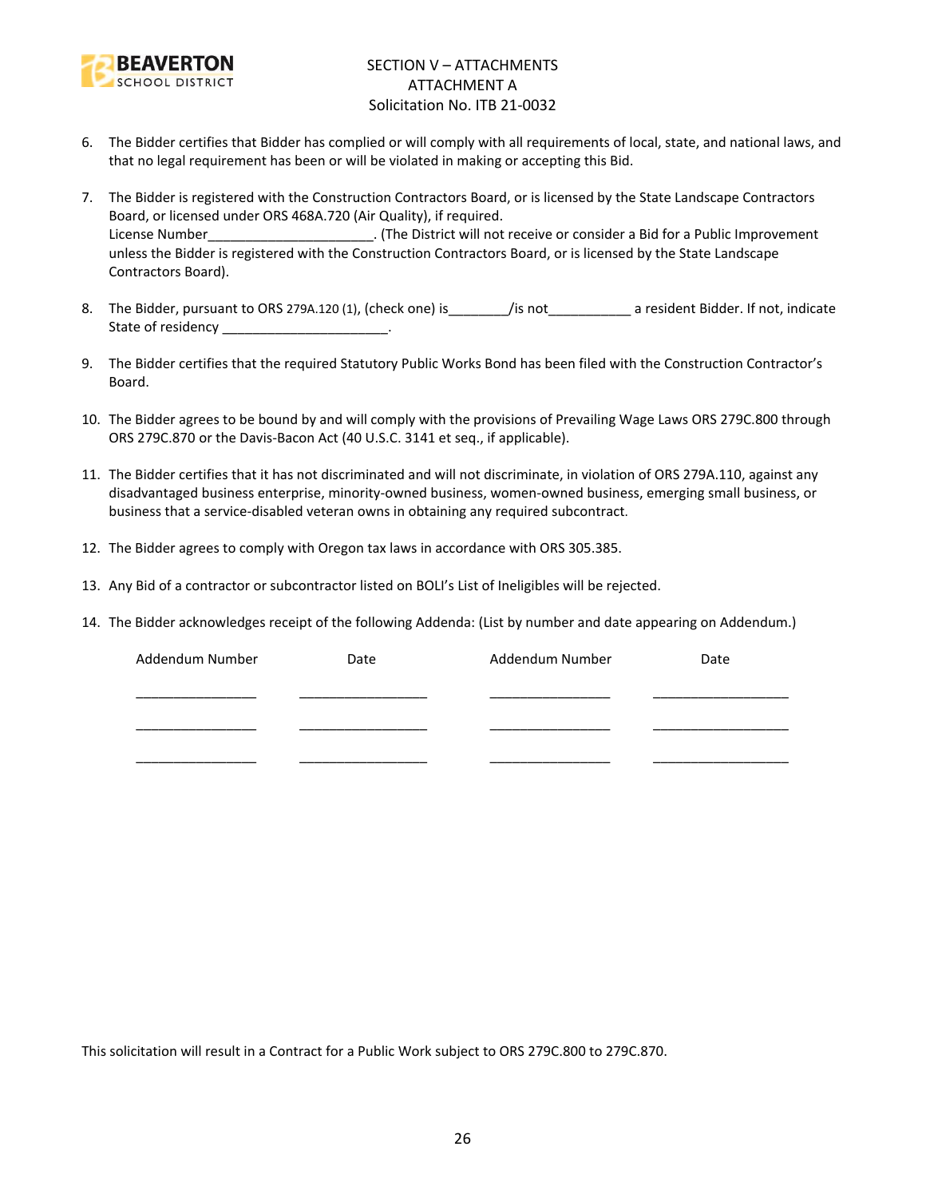6. The Bidder certifies that Bidder has complied or will comply with all requirements of local, state, and national laws, and that no legal requirement has been or will be violated in making or accepting this Bid.

7. The Bidder is registered with the Construction Contractors Board, or is licensed by the State Landscape Contractors Board, or licensed under ORS 468A.720 (Air Quality), if required.
   License Number______________________. (The District will not receive or consider a Bid for a Public Improvement unless the Bidder is registered with the Construction Contractors Board, or is licensed by the State Landscape Contractors Board).

8. The Bidder, pursuant to ORS 279A.120 (1), (check one) is________/is not___________ a resident Bidder. If not, indicate State of residency ______________________.

9. The Bidder certifies that the required Statutory Public Works Bond has been filed with the Construction Contractor's Board.

10. The Bidder agrees to be bound by and will comply with the provisions of Prevailing Wage Laws ORS 279C.800 through ORS 279C.870 or the Davis-Bacon Act (40 U.S.C. 3141 et seq., if applicable).

11. The Bidder certifies that it has not discriminated and will not discriminate, in violation of ORS 279A.110, against any disadvantaged business enterprise, minority-owned business, women-owned business, emerging small business, or business that a service-disabled veteran owns in obtaining any required subcontract.

12. The Bidder agrees to comply with Oregon tax laws in accordance with ORS 305.385.

13. Any Bid of a contractor or subcontractor listed on BOLI's List of Ineligibles will be rejected.

14. The Bidder acknowledges receipt of the following Addenda: (List by number and date appearing on Addendum.)

| Addendum Number | Date | Addendum Number | Date |
|---|---|---|---|
| ________________ | __________________ | ________________ | ___________________ |
| ________________ | __________________ | ________________ | ___________________ |
| ________________ | __________________ | ________________ | ___________________ |

This solicitation will result in a Contract for a Public Work subject to ORS 279C.800 to 279C.870.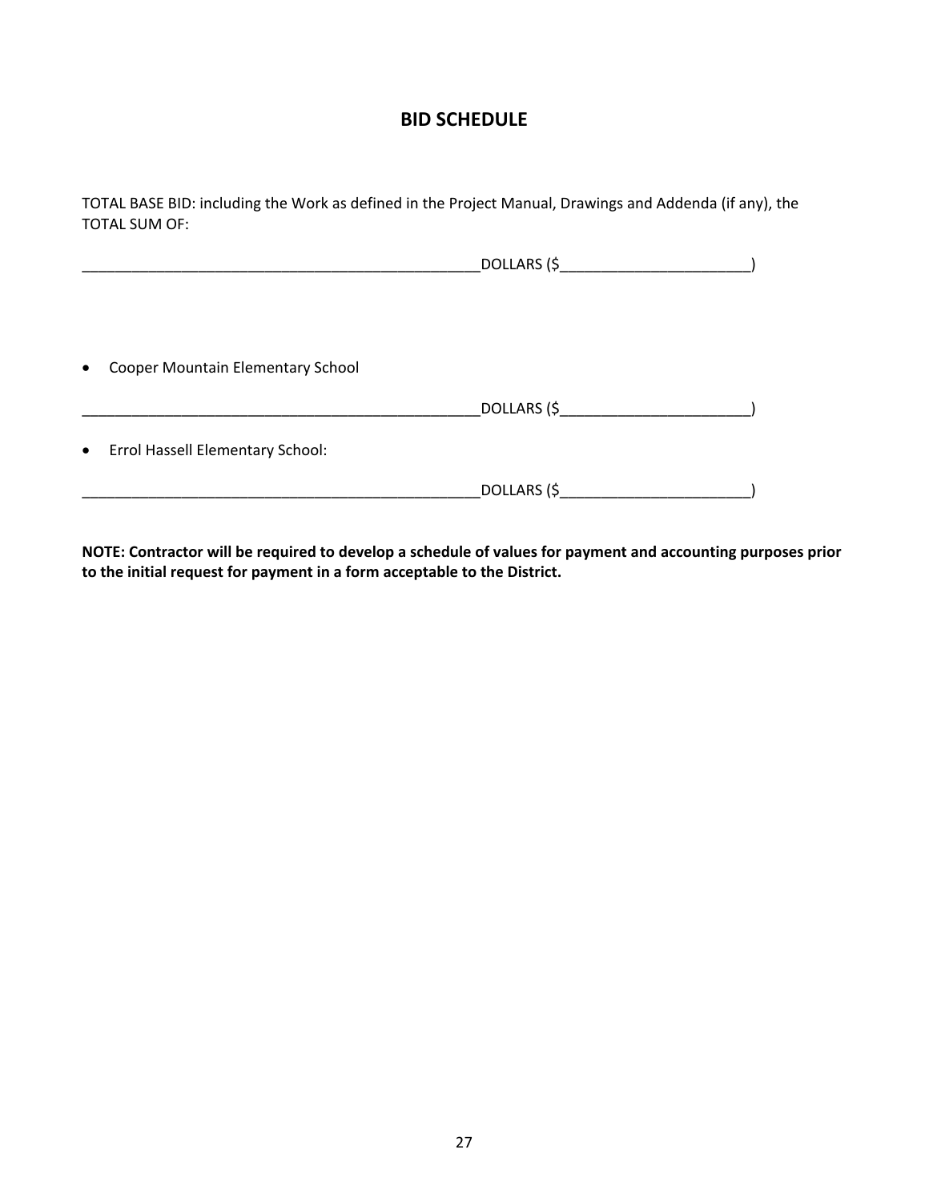## BID SCHEDULE

TOTAL BASE BID: including the Work as defined in the Project Manual, Drawings and Addenda (if any), the TOTAL SUM OF:

__________________________________________________DOLLARS ($________________________)

- Cooper Mountain Elementary School

__________________________________________________DOLLARS ($________________________)

- Errol Hassell Elementary School:

__________________________________________________DOLLARS ($________________________)

**NOTE: Contractor will be required to develop a schedule of values for payment and accounting purposes prior to the initial request for payment in a form acceptable to the District.**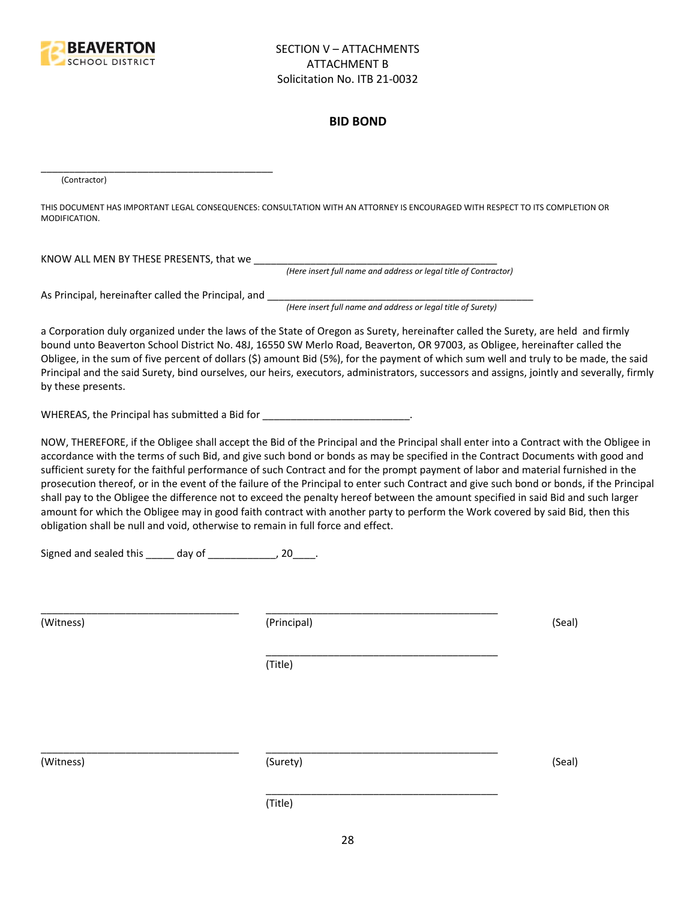SECTION V – ATTACHMENTS
ATTACHMENT B
Solicitation No. ITB 21-0032

## BID BOND

_____________________________________________
(Contractor)

THIS DOCUMENT HAS IMPORTANT LEGAL CONSEQUENCES: CONSULTATION WITH AN ATTORNEY IS ENCOURAGED WITH RESPECT TO ITS COMPLETION OR MODIFICATION.

KNOW ALL MEN BY THESE PRESENTS, that we ___________________________________________
*(Here insert full name and address or legal title of Contractor)*

As Principal, hereinafter called the Principal, and _______________________________________________
*(Here insert full name and address or legal title of Surety)*

a Corporation duly organized under the laws of the State of Oregon as Surety, hereinafter called the Surety, are held and firmly bound unto Beaverton School District No. 48J, 16550 SW Merlo Road, Beaverton, OR 97003, as Obligee, hereinafter called the Obligee, in the sum of five percent of dollars ($) amount Bid (5%), for the payment of which sum well and truly to be made, the said Principal and the said Surety, bind ourselves, our heirs, executors, administrators, successors and assigns, jointly and severally, firmly by these presents.

WHEREAS, the Principal has submitted a Bid for __________________________.

NOW, THEREFORE, if the Obligee shall accept the Bid of the Principal and the Principal shall enter into a Contract with the Obligee in accordance with the terms of such Bid, and give such bond or bonds as may be specified in the Contract Documents with good and sufficient surety for the faithful performance of such Contract and for the prompt payment of labor and material furnished in the prosecution thereof, or in the event of the failure of the Principal to enter such Contract and give such bond or bonds, if the Principal shall pay to the Obligee the difference not to exceed the penalty hereof between the amount specified in said Bid and such larger amount for which the Obligee may in good faith contract with another party to perform the Work covered by said Bid, then this obligation shall be null and void, otherwise to remain in full force and effect.

Signed and sealed this _____ day of ____________, 20____.

___________________________________ ___________________________________________
(Witness) (Principal) (Seal)

___________________________________________
(Title)

___________________________________ ___________________________________________
(Witness) (Surety) (Seal)

___________________________________________
(Title)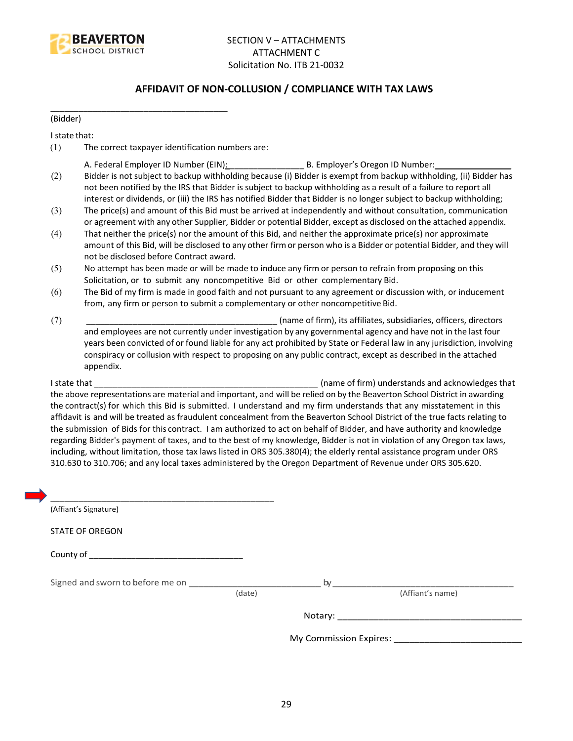SECTION V – ATTACHMENTS
ATTACHMENT C
Solicitation No. ITB 21-0032

## AFFIDAVIT OF NON-COLLUSION / COMPLIANCE WITH TAX LAWS

_____________________________________
(Bidder)

I state that:

(1) The correct taxpayer identification numbers are:

A. Federal Employer ID Number (EIN):________________ B. Employer's Oregon ID Number:________________

(2) Bidder is not subject to backup withholding because (i) Bidder is exempt from backup withholding, (ii) Bidder has not been notified by the IRS that Bidder is subject to backup withholding as a result of a failure to report all interest or dividends, or (iii) the IRS has notified Bidder that Bidder is no longer subject to backup withholding;

(3) The price(s) and amount of this Bid must be arrived at independently and without consultation, communication or agreement with any other Supplier, Bidder or potential Bidder, except as disclosed on the attached appendix.

(4) That neither the price(s) nor the amount of this Bid, and neither the approximate price(s) nor approximate amount of this Bid, will be disclosed to any other firm or person who is a Bidder or potential Bidder, and they will not be disclosed before Contract award.

(5) No attempt has been made or will be made to induce any firm or person to refrain from proposing on this Solicitation, or to submit any noncompetitive Bid or other complementary Bid.

(6) The Bid of my firm is made in good faith and not pursuant to any agreement or discussion with, or inducement from, any firm or person to submit a complementary or other noncompetitive Bid.

(7) ________________________________________ (name of firm), its affiliates, subsidiaries, officers, directors and employees are not currently under investigation by any governmental agency and have not in the last four years been convicted of or found liable for any act prohibited by State or Federal law in any jurisdiction, involving conspiracy or collusion with respect to proposing on any public contract, except as described in the attached appendix.

I state that ________________________________________________ (name of firm) understands and acknowledges that the above representations are material and important, and will be relied on by the Beaverton School District in awarding the contract(s) for which this Bid is submitted. I understand and my firm understands that any misstatement in this affidavit is and will be treated as fraudulent concealment from the Beaverton School District of the true facts relating to the submission of Bids for this contract. I am authorized to act on behalf of Bidder, and have authority and knowledge regarding Bidder's payment of taxes, and to the best of my knowledge, Bidder is not in violation of any Oregon tax laws, including, without limitation, those tax laws listed in ORS 305.380(4); the elderly rental assistance program under ORS 310.630 to 310.706; and any local taxes administered by the Oregon Department of Revenue under ORS 305.620.

_______________________________________________
(Affiant's Signature)

STATE OF OREGON

County of ________________________________

Signed and sworn to before me on ___________________________ by ______________________________________
(date) (Affiant's name)

Notary: _____________________________________

My Commission Expires: _________________________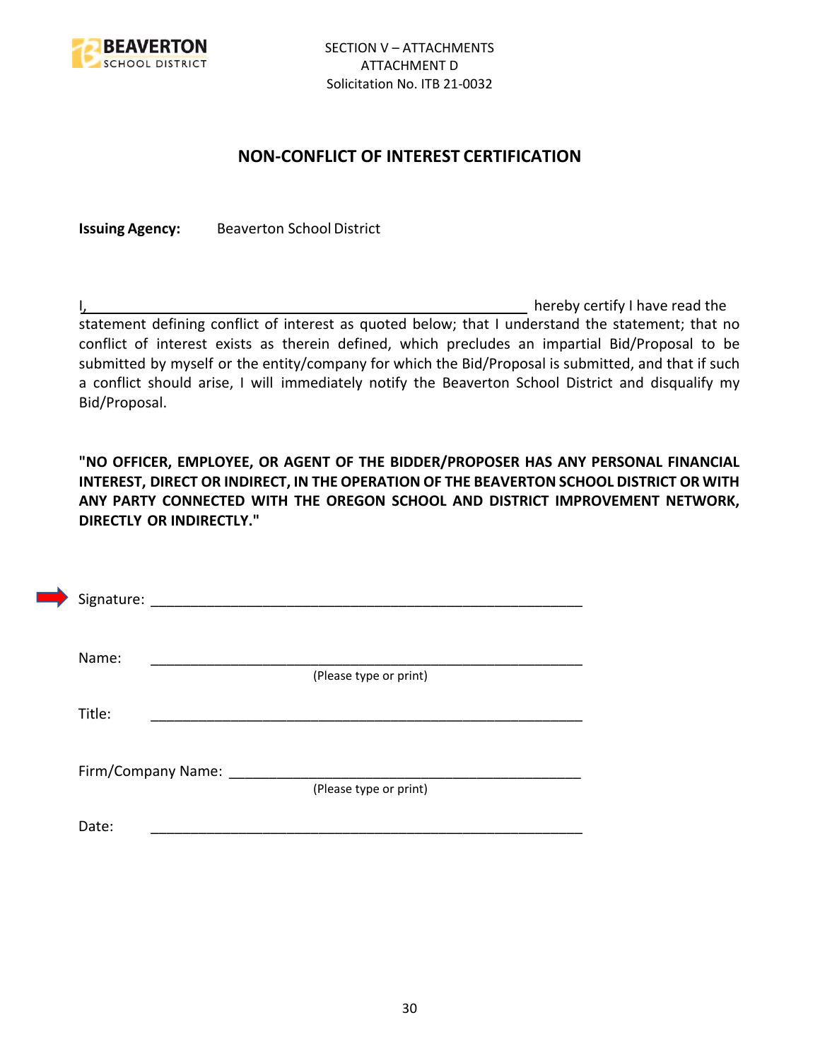SECTION V – ATTACHMENTS
ATTACHMENT D
Solicitation No. ITB 21-0032

## NON-CONFLICT OF INTEREST CERTIFICATION

**Issuing Agency:** Beaverton School District

I,\_\_\_\_\_\_\_\_\_\_\_\_\_\_\_\_\_\_\_\_\_\_\_\_\_\_\_\_\_\_\_\_\_\_\_\_\_\_\_\_\_\_\_\_\_\_\_\_\_\_\_\_\_\_ hereby certify I have read the statement defining conflict of interest as quoted below; that I understand the statement; that no conflict of interest exists as therein defined, which precludes an impartial Bid/Proposal to be submitted by myself or the entity/company for which the Bid/Proposal is submitted, and that if such a conflict should arise, I will immediately notify the Beaverton School District and disqualify my Bid/Proposal.

**"NO OFFICER, EMPLOYEE, OR AGENT OF THE BIDDER/PROPOSER HAS ANY PERSONAL FINANCIAL INTEREST, DIRECT OR INDIRECT, IN THE OPERATION OF THE BEAVERTON SCHOOL DISTRICT OR WITH ANY PARTY CONNECTED WITH THE OREGON SCHOOL AND DISTRICT IMPROVEMENT NETWORK, DIRECTLY OR INDIRECTLY."**

Signature: \_\_\_\_\_\_\_\_\_\_\_\_\_\_\_\_\_\_\_\_\_\_\_\_\_\_\_\_\_\_\_\_\_\_\_\_\_\_\_\_\_\_\_\_\_\_\_\_\_\_\_\_

Name: \_\_\_\_\_\_\_\_\_\_\_\_\_\_\_\_\_\_\_\_\_\_\_\_\_\_\_\_\_\_\_\_\_\_\_\_\_\_\_\_\_\_\_\_\_\_\_\_\_\_\_\_
(Please type or print)

Title: \_\_\_\_\_\_\_\_\_\_\_\_\_\_\_\_\_\_\_\_\_\_\_\_\_\_\_\_\_\_\_\_\_\_\_\_\_\_\_\_\_\_\_\_\_\_\_\_\_\_\_\_

Firm/Company Name: \_\_\_\_\_\_\_\_\_\_\_\_\_\_\_\_\_\_\_\_\_\_\_\_\_\_\_\_\_\_\_\_\_\_\_\_\_\_\_\_\_\_\_\_
(Please type or print)

Date: \_\_\_\_\_\_\_\_\_\_\_\_\_\_\_\_\_\_\_\_\_\_\_\_\_\_\_\_\_\_\_\_\_\_\_\_\_\_\_\_\_\_\_\_\_\_\_\_\_\_\_\_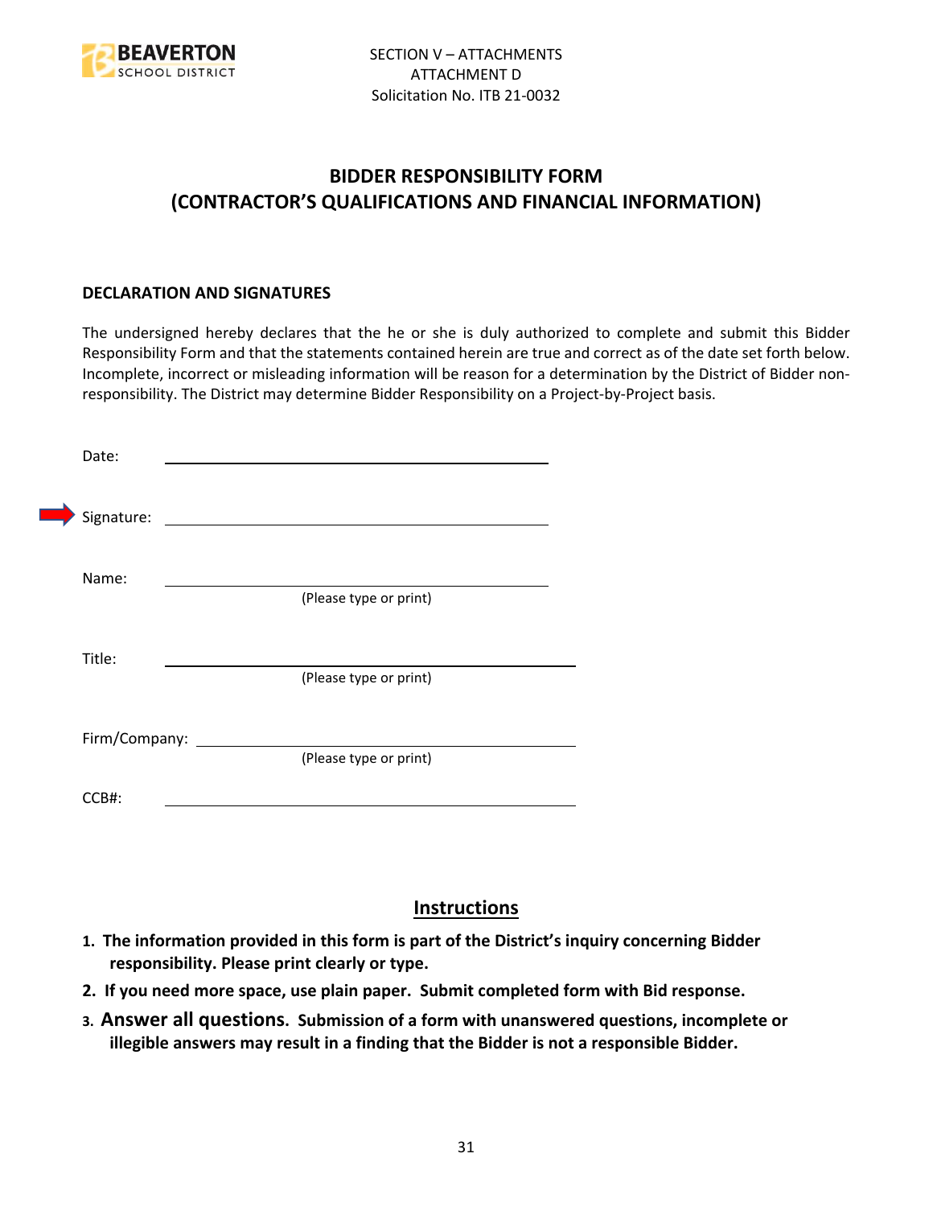SECTION V – ATTACHMENTS
ATTACHMENT D
Solicitation No. ITB 21-0032

# BIDDER RESPONSIBILITY FORM
# (CONTRACTOR'S QUALIFICATIONS AND FINANCIAL INFORMATION)

**DECLARATION AND SIGNATURES**

The undersigned hereby declares that the he or she is duly authorized to complete and submit this Bidder Responsibility Form and that the statements contained herein are true and correct as of the date set forth below. Incomplete, incorrect or misleading information will be reason for a determination by the District of Bidder non-responsibility. The District may determine Bidder Responsibility on a Project-by-Project basis.

Date: ______________________________

Signature: ______________________________

Name: ______________________________
(Please type or print)

Title: ______________________________
(Please type or print)

Firm/Company: ______________________________
(Please type or print)

CCB#: ______________________________

## Instructions

1. **The information provided in this form is part of the District's inquiry concerning Bidder responsibility. Please print clearly or type.**
2. **If you need more space, use plain paper. Submit completed form with Bid response.**
3. **Answer all questions. Submission of a form with unanswered questions, incomplete or illegible answers may result in a finding that the Bidder is not a responsible Bidder.**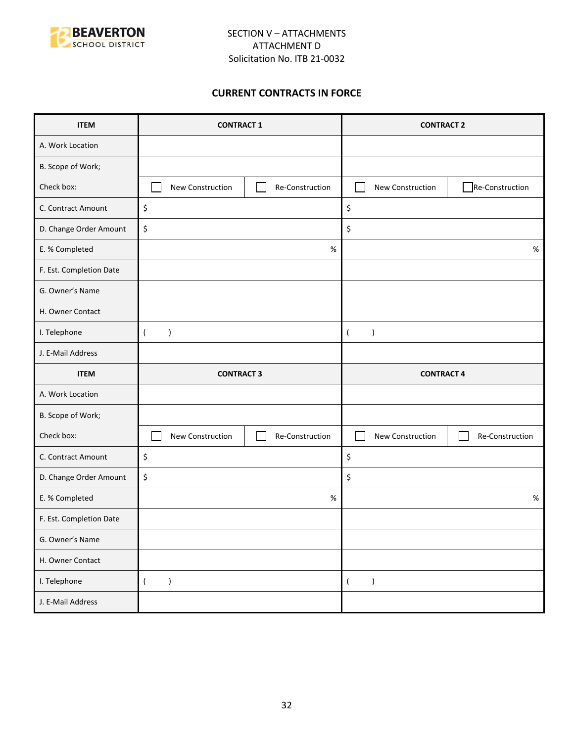SECTION V – ATTACHMENTS
ATTACHMENT D
Solicitation No. ITB 21-0032

## CURRENT CONTRACTS IN FORCE

| ITEM | CONTRACT 1 | | CONTRACT 2 | |
|---|---|---|---|---|
| A. Work Location | | | | |
| B. Scope of Work; | | | | |
| Check box: | ☐ New Construction | ☐ Re-Construction | ☐ New Construction | ☐ Re-Construction |
| C. Contract Amount | $ | | $ | |
| D. Change Order Amount | $ | | $ | |
| E. % Completed | % | | % | |
| F. Est. Completion Date | | | | |
| G. Owner's Name | | | | |
| H. Owner Contact | | | | |
| I. Telephone | ( ) | | ( ) | |
| J. E-Mail Address | | | | |
| **ITEM** | **CONTRACT 3** | | **CONTRACT 4** | |
| A. Work Location | | | | |
| B. Scope of Work; | | | | |
| Check box: | ☐ New Construction | ☐ Re-Construction | ☐ New Construction | ☐ Re-Construction |
| C. Contract Amount | $ | | $ | |
| D. Change Order Amount | $ | | $ | |
| E. % Completed | % | | % | |
| F. Est. Completion Date | | | | |
| G. Owner's Name | | | | |
| H. Owner Contact | | | | |
| I. Telephone | ( ) | | ( ) | |
| J. E-Mail Address | | | | |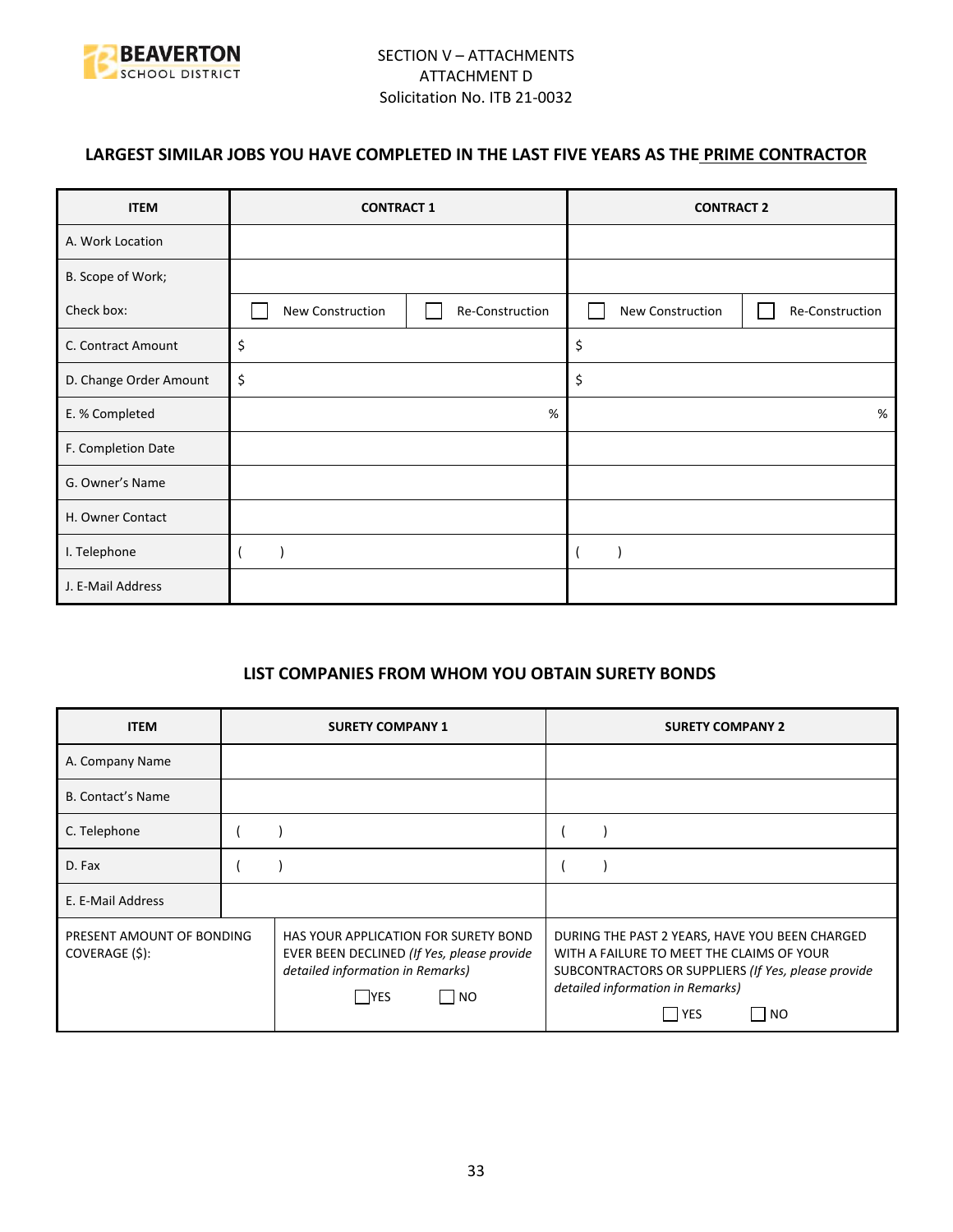SECTION V – ATTACHMENTS
ATTACHMENT D
Solicitation No. ITB 21-0032

### LARGEST SIMILAR JOBS YOU HAVE COMPLETED IN THE LAST FIVE YEARS AS THE PRIME CONTRACTOR

| ITEM | CONTRACT 1 | | CONTRACT 2 | |
|---|---|---|---|---|
| A. Work Location | | | | |
| B. Scope of Work; | | | | |
| Check box: | ☐ New Construction | ☐ Re-Construction | ☐ New Construction | ☐ Re-Construction |
| C. Contract Amount | $ | | $ | |
| D. Change Order Amount | $ | | $ | |
| E. % Completed | % | | % | |
| F. Completion Date | | | | |
| G. Owner's Name | | | | |
| H. Owner Contact | | | | |
| I. Telephone | ( ) | | ( ) | |
| J. E-Mail Address | | | | |

### LIST COMPANIES FROM WHOM YOU OBTAIN SURETY BONDS

| ITEM | SURETY COMPANY 1 | SURETY COMPANY 2 |
|---|---|---|
| A. Company Name | | |
| B. Contact's Name | | |
| C. Telephone | ( ) | ( ) |
| D. Fax | ( ) | ( ) |
| E. E-Mail Address | | |
| PRESENT AMOUNT OF BONDING COVERAGE ($): | HAS YOUR APPLICATION FOR SURETY BOND EVER BEEN DECLINED *(If Yes, please provide detailed information in Remarks)* ☐ YES ☐ NO | DURING THE PAST 2 YEARS, HAVE YOU BEEN CHARGED WITH A FAILURE TO MEET THE CLAIMS OF YOUR SUBCONTRACTORS OR SUPPLIERS *(If Yes, please provide detailed information in Remarks)* ☐ YES ☐ NO |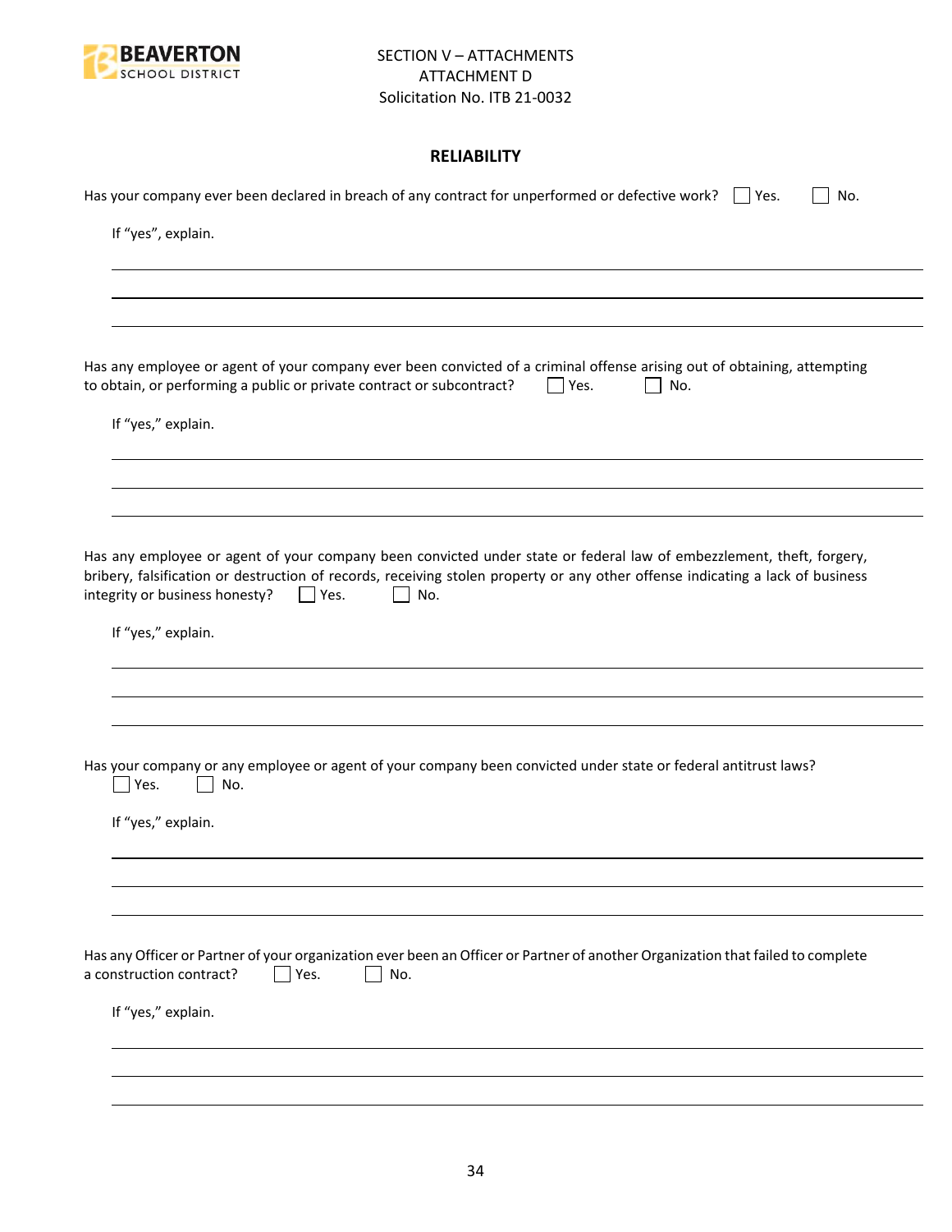SECTION V – ATTACHMENTS
ATTACHMENT D
Solicitation No. ITB 21-0032

## RELIABILITY

Has your company ever been declared in breach of any contract for unperformed or defective work? ☐ Yes. ☐ No.

If "yes", explain.

\_\_\_\_\_\_\_\_\_\_\_\_\_\_\_\_\_\_\_\_\_\_\_\_\_\_\_\_\_\_\_\_\_\_\_\_\_\_\_\_\_\_\_\_\_\_\_\_\_\_\_\_\_\_\_\_\_\_\_\_\_\_\_\_\_\_\_\_\_\_\_\_

\_\_\_\_\_\_\_\_\_\_\_\_\_\_\_\_\_\_\_\_\_\_\_\_\_\_\_\_\_\_\_\_\_\_\_\_\_\_\_\_\_\_\_\_\_\_\_\_\_\_\_\_\_\_\_\_\_\_\_\_\_\_\_\_\_\_\_\_\_\_\_\_

\_\_\_\_\_\_\_\_\_\_\_\_\_\_\_\_\_\_\_\_\_\_\_\_\_\_\_\_\_\_\_\_\_\_\_\_\_\_\_\_\_\_\_\_\_\_\_\_\_\_\_\_\_\_\_\_\_\_\_\_\_\_\_\_\_\_\_\_\_\_\_\_

Has any employee or agent of your company ever been convicted of a criminal offense arising out of obtaining, attempting to obtain, or performing a public or private contract or subcontract? ☐ Yes. ☐ No.

If "yes," explain.

\_\_\_\_\_\_\_\_\_\_\_\_\_\_\_\_\_\_\_\_\_\_\_\_\_\_\_\_\_\_\_\_\_\_\_\_\_\_\_\_\_\_\_\_\_\_\_\_\_\_\_\_\_\_\_\_\_\_\_\_\_\_\_\_\_\_\_\_\_\_\_\_

\_\_\_\_\_\_\_\_\_\_\_\_\_\_\_\_\_\_\_\_\_\_\_\_\_\_\_\_\_\_\_\_\_\_\_\_\_\_\_\_\_\_\_\_\_\_\_\_\_\_\_\_\_\_\_\_\_\_\_\_\_\_\_\_\_\_\_\_\_\_\_\_

\_\_\_\_\_\_\_\_\_\_\_\_\_\_\_\_\_\_\_\_\_\_\_\_\_\_\_\_\_\_\_\_\_\_\_\_\_\_\_\_\_\_\_\_\_\_\_\_\_\_\_\_\_\_\_\_\_\_\_\_\_\_\_\_\_\_\_\_\_\_\_\_

Has any employee or agent of your company been convicted under state or federal law of embezzlement, theft, forgery, bribery, falsification or destruction of records, receiving stolen property or any other offense indicating a lack of business integrity or business honesty? ☐ Yes. ☐ No.

If "yes," explain.

\_\_\_\_\_\_\_\_\_\_\_\_\_\_\_\_\_\_\_\_\_\_\_\_\_\_\_\_\_\_\_\_\_\_\_\_\_\_\_\_\_\_\_\_\_\_\_\_\_\_\_\_\_\_\_\_\_\_\_\_\_\_\_\_\_\_\_\_\_\_\_\_

\_\_\_\_\_\_\_\_\_\_\_\_\_\_\_\_\_\_\_\_\_\_\_\_\_\_\_\_\_\_\_\_\_\_\_\_\_\_\_\_\_\_\_\_\_\_\_\_\_\_\_\_\_\_\_\_\_\_\_\_\_\_\_\_\_\_\_\_\_\_\_\_

\_\_\_\_\_\_\_\_\_\_\_\_\_\_\_\_\_\_\_\_\_\_\_\_\_\_\_\_\_\_\_\_\_\_\_\_\_\_\_\_\_\_\_\_\_\_\_\_\_\_\_\_\_\_\_\_\_\_\_\_\_\_\_\_\_\_\_\_\_\_\_\_

Has your company or any employee or agent of your company been convicted under state or federal antitrust laws? ☐ Yes. ☐ No.

If "yes," explain.

\_\_\_\_\_\_\_\_\_\_\_\_\_\_\_\_\_\_\_\_\_\_\_\_\_\_\_\_\_\_\_\_\_\_\_\_\_\_\_\_\_\_\_\_\_\_\_\_\_\_\_\_\_\_\_\_\_\_\_\_\_\_\_\_\_\_\_\_\_\_\_\_

\_\_\_\_\_\_\_\_\_\_\_\_\_\_\_\_\_\_\_\_\_\_\_\_\_\_\_\_\_\_\_\_\_\_\_\_\_\_\_\_\_\_\_\_\_\_\_\_\_\_\_\_\_\_\_\_\_\_\_\_\_\_\_\_\_\_\_\_\_\_\_\_

\_\_\_\_\_\_\_\_\_\_\_\_\_\_\_\_\_\_\_\_\_\_\_\_\_\_\_\_\_\_\_\_\_\_\_\_\_\_\_\_\_\_\_\_\_\_\_\_\_\_\_\_\_\_\_\_\_\_\_\_\_\_\_\_\_\_\_\_\_\_\_\_

Has any Officer or Partner of your organization ever been an Officer or Partner of another Organization that failed to complete a construction contract? ☐ Yes. ☐ No.

If "yes," explain.

\_\_\_\_\_\_\_\_\_\_\_\_\_\_\_\_\_\_\_\_\_\_\_\_\_\_\_\_\_\_\_\_\_\_\_\_\_\_\_\_\_\_\_\_\_\_\_\_\_\_\_\_\_\_\_\_\_\_\_\_\_\_\_\_\_\_\_\_\_\_\_\_

\_\_\_\_\_\_\_\_\_\_\_\_\_\_\_\_\_\_\_\_\_\_\_\_\_\_\_\_\_\_\_\_\_\_\_\_\_\_\_\_\_\_\_\_\_\_\_\_\_\_\_\_\_\_\_\_\_\_\_\_\_\_\_\_\_\_\_\_\_\_\_\_

\_\_\_\_\_\_\_\_\_\_\_\_\_\_\_\_\_\_\_\_\_\_\_\_\_\_\_\_\_\_\_\_\_\_\_\_\_\_\_\_\_\_\_\_\_\_\_\_\_\_\_\_\_\_\_\_\_\_\_\_\_\_\_\_\_\_\_\_\_\_\_\_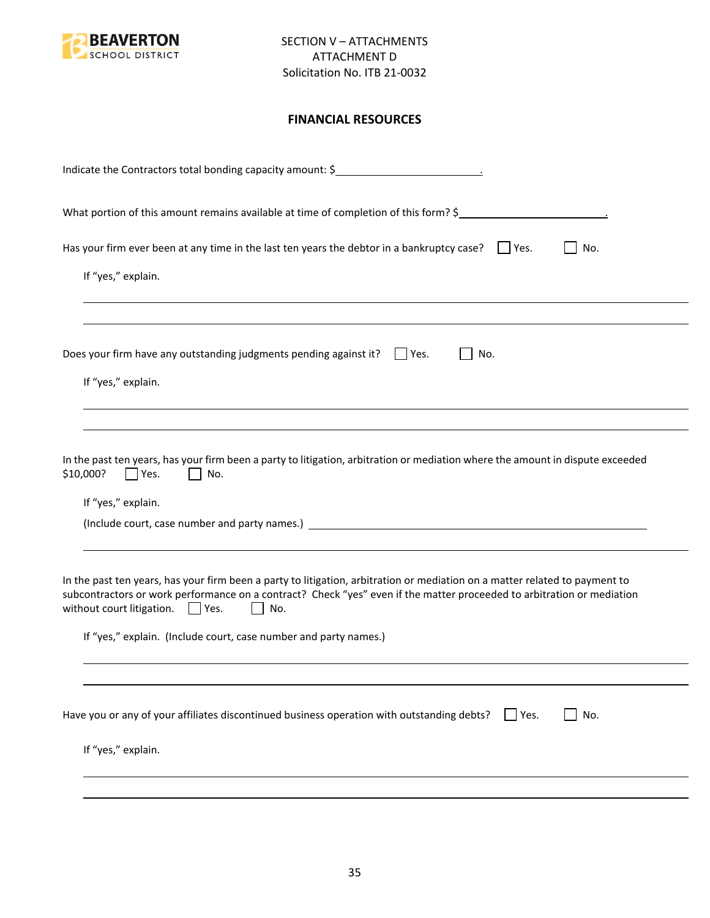SECTION V – ATTACHMENTS
ATTACHMENT D
Solicitation No. ITB 21-0032

## FINANCIAL RESOURCES

Indicate the Contractors total bonding capacity amount: $\_\_\_\_\_\_\_\_\_\_\_\_\_\_\_\_\_\_\_\_\_\_\_\_.

What portion of this amount remains available at time of completion of this form? $\_\_\_\_\_\_\_\_\_\_\_\_\_\_\_\_\_\_\_\_\_\_\_\_.

Has your firm ever been at any time in the last ten years the debtor in a bankruptcy case? ☐ Yes. ☐ No.

If "yes," explain.

\_\_\_\_\_\_\_\_\_\_\_\_\_\_\_\_\_\_\_\_\_\_\_\_\_\_\_\_\_\_\_\_\_\_\_\_\_\_\_\_\_\_\_\_\_\_\_\_\_\_\_\_\_\_\_\_\_\_\_\_\_\_\_\_\_\_\_\_\_\_

\_\_\_\_\_\_\_\_\_\_\_\_\_\_\_\_\_\_\_\_\_\_\_\_\_\_\_\_\_\_\_\_\_\_\_\_\_\_\_\_\_\_\_\_\_\_\_\_\_\_\_\_\_\_\_\_\_\_\_\_\_\_\_\_\_\_\_\_\_\_

Does your firm have any outstanding judgments pending against it? ☐ Yes. ☐ No.

If "yes," explain.

\_\_\_\_\_\_\_\_\_\_\_\_\_\_\_\_\_\_\_\_\_\_\_\_\_\_\_\_\_\_\_\_\_\_\_\_\_\_\_\_\_\_\_\_\_\_\_\_\_\_\_\_\_\_\_\_\_\_\_\_\_\_\_\_\_\_\_\_\_\_

\_\_\_\_\_\_\_\_\_\_\_\_\_\_\_\_\_\_\_\_\_\_\_\_\_\_\_\_\_\_\_\_\_\_\_\_\_\_\_\_\_\_\_\_\_\_\_\_\_\_\_\_\_\_\_\_\_\_\_\_\_\_\_\_\_\_\_\_\_\_

In the past ten years, has your firm been a party to litigation, arbitration or mediation where the amount in dispute exceeded $10,000? ☐ Yes. ☐ No.

If "yes," explain.

(Include court, case number and party names.) \_\_\_\_\_\_\_\_\_\_\_\_\_\_\_\_\_\_\_\_\_\_\_\_\_\_\_\_\_\_\_\_\_\_\_\_\_\_\_\_\_\_\_\_\_\_\_\_

\_\_\_\_\_\_\_\_\_\_\_\_\_\_\_\_\_\_\_\_\_\_\_\_\_\_\_\_\_\_\_\_\_\_\_\_\_\_\_\_\_\_\_\_\_\_\_\_\_\_\_\_\_\_\_\_\_\_\_\_\_\_\_\_\_\_\_\_\_\_

In the past ten years, has your firm been a party to litigation, arbitration or mediation on a matter related to payment to subcontractors or work performance on a contract? Check "yes" even if the matter proceeded to arbitration or mediation without court litigation. ☐ Yes. ☐ No.

If "yes," explain. (Include court, case number and party names.)

\_\_\_\_\_\_\_\_\_\_\_\_\_\_\_\_\_\_\_\_\_\_\_\_\_\_\_\_\_\_\_\_\_\_\_\_\_\_\_\_\_\_\_\_\_\_\_\_\_\_\_\_\_\_\_\_\_\_\_\_\_\_\_\_\_\_\_\_\_\_

\_\_\_\_\_\_\_\_\_\_\_\_\_\_\_\_\_\_\_\_\_\_\_\_\_\_\_\_\_\_\_\_\_\_\_\_\_\_\_\_\_\_\_\_\_\_\_\_\_\_\_\_\_\_\_\_\_\_\_\_\_\_\_\_\_\_\_\_\_\_

Have you or any of your affiliates discontinued business operation with outstanding debts? ☐ Yes. ☐ No.

If "yes," explain.

\_\_\_\_\_\_\_\_\_\_\_\_\_\_\_\_\_\_\_\_\_\_\_\_\_\_\_\_\_\_\_\_\_\_\_\_\_\_\_\_\_\_\_\_\_\_\_\_\_\_\_\_\_\_\_\_\_\_\_\_\_\_\_\_\_\_\_\_\_\_

\_\_\_\_\_\_\_\_\_\_\_\_\_\_\_\_\_\_\_\_\_\_\_\_\_\_\_\_\_\_\_\_\_\_\_\_\_\_\_\_\_\_\_\_\_\_\_\_\_\_\_\_\_\_\_\_\_\_\_\_\_\_\_\_\_\_\_\_\_\_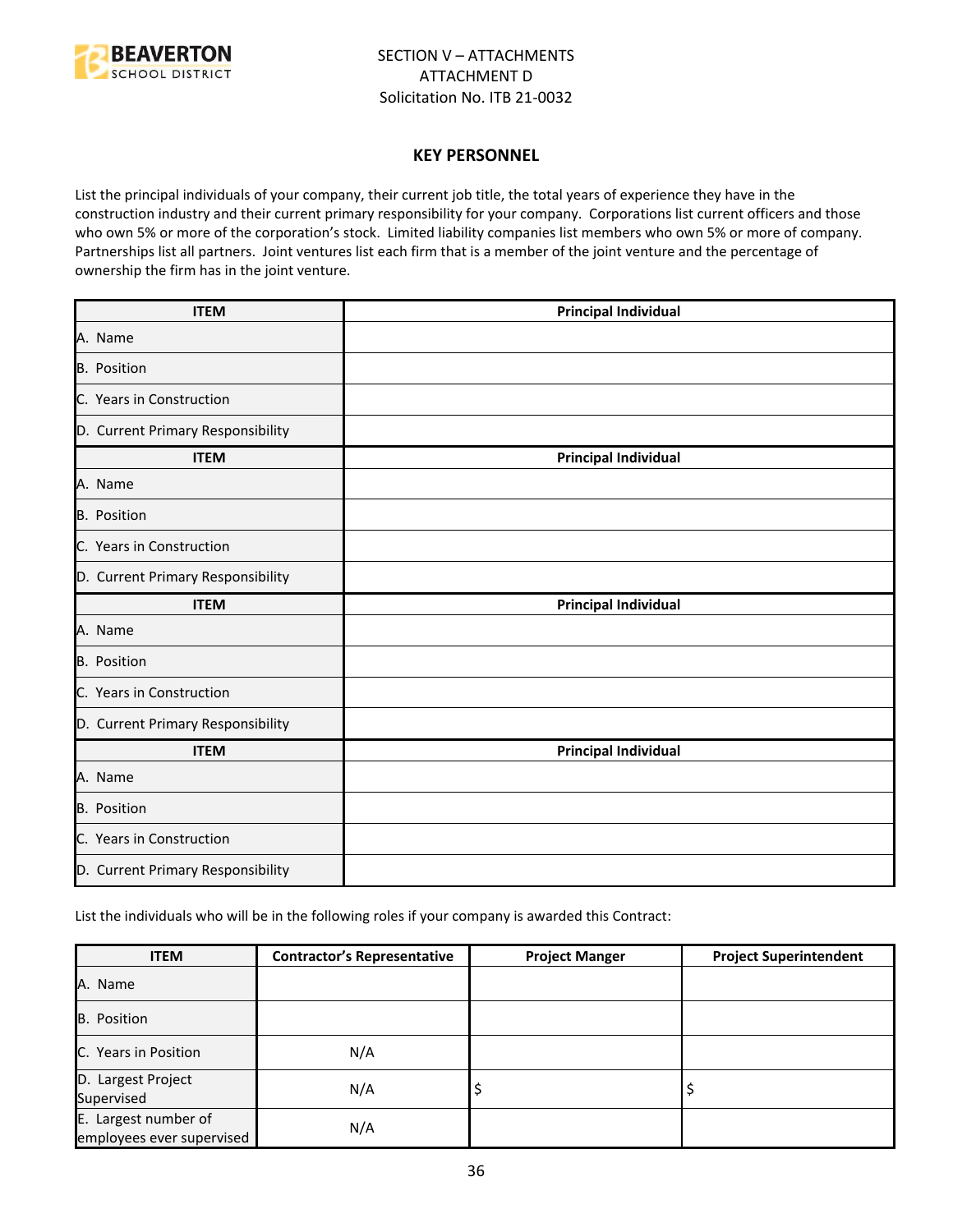SECTION V – ATTACHMENTS
ATTACHMENT D
Solicitation No. ITB 21-0032

## KEY PERSONNEL

List the principal individuals of your company, their current job title, the total years of experience they have in the construction industry and their current primary responsibility for your company. Corporations list current officers and those who own 5% or more of the corporation's stock. Limited liability companies list members who own 5% or more of company. Partnerships list all partners. Joint ventures list each firm that is a member of the joint venture and the percentage of ownership the firm has in the joint venture.

| ITEM | Principal Individual |
|---|---|
| A. Name | |
| B. Position | |
| C. Years in Construction | |
| D. Current Primary Responsibility | |
| **ITEM** | **Principal Individual** |
| A. Name | |
| B. Position | |
| C. Years in Construction | |
| D. Current Primary Responsibility | |
| **ITEM** | **Principal Individual** |
| A. Name | |
| B. Position | |
| C. Years in Construction | |
| D. Current Primary Responsibility | |
| **ITEM** | **Principal Individual** |
| A. Name | |
| B. Position | |
| C. Years in Construction | |
| D. Current Primary Responsibility | |

List the individuals who will be in the following roles if your company is awarded this Contract:

| ITEM | Contractor's Representative | Project Manger | Project Superintendent |
|---|---|---|---|
| A. Name | | | |
| B. Position | | | |
| C. Years in Position | N/A | | |
| D. Largest Project Supervised | N/A | $ | $ |
| E. Largest number of employees ever supervised | N/A | | |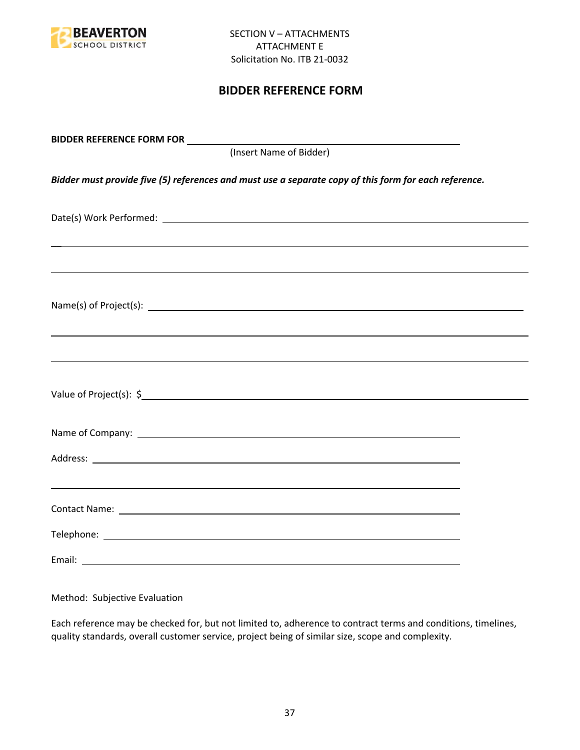SECTION V – ATTACHMENTS
ATTACHMENT E
Solicitation No. ITB 21-0032

## BIDDER REFERENCE FORM

**BIDDER REFERENCE FORM FOR** ______________________________
(Insert Name of Bidder)

***Bidder must provide five (5) references and must use a separate copy of this form for each reference.***

Date(s) Work Performed: ______________________________

______________________________

______________________________

Name(s) of Project(s): ______________________________

______________________________

______________________________

Value of Project(s): $______________________________

Name of Company: ______________________________

Address: ______________________________

______________________________

Contact Name: ______________________________

Telephone: ______________________________

Email: ______________________________

Method: Subjective Evaluation

Each reference may be checked for, but not limited to, adherence to contract terms and conditions, timelines, quality standards, overall customer service, project being of similar size, scope and complexity.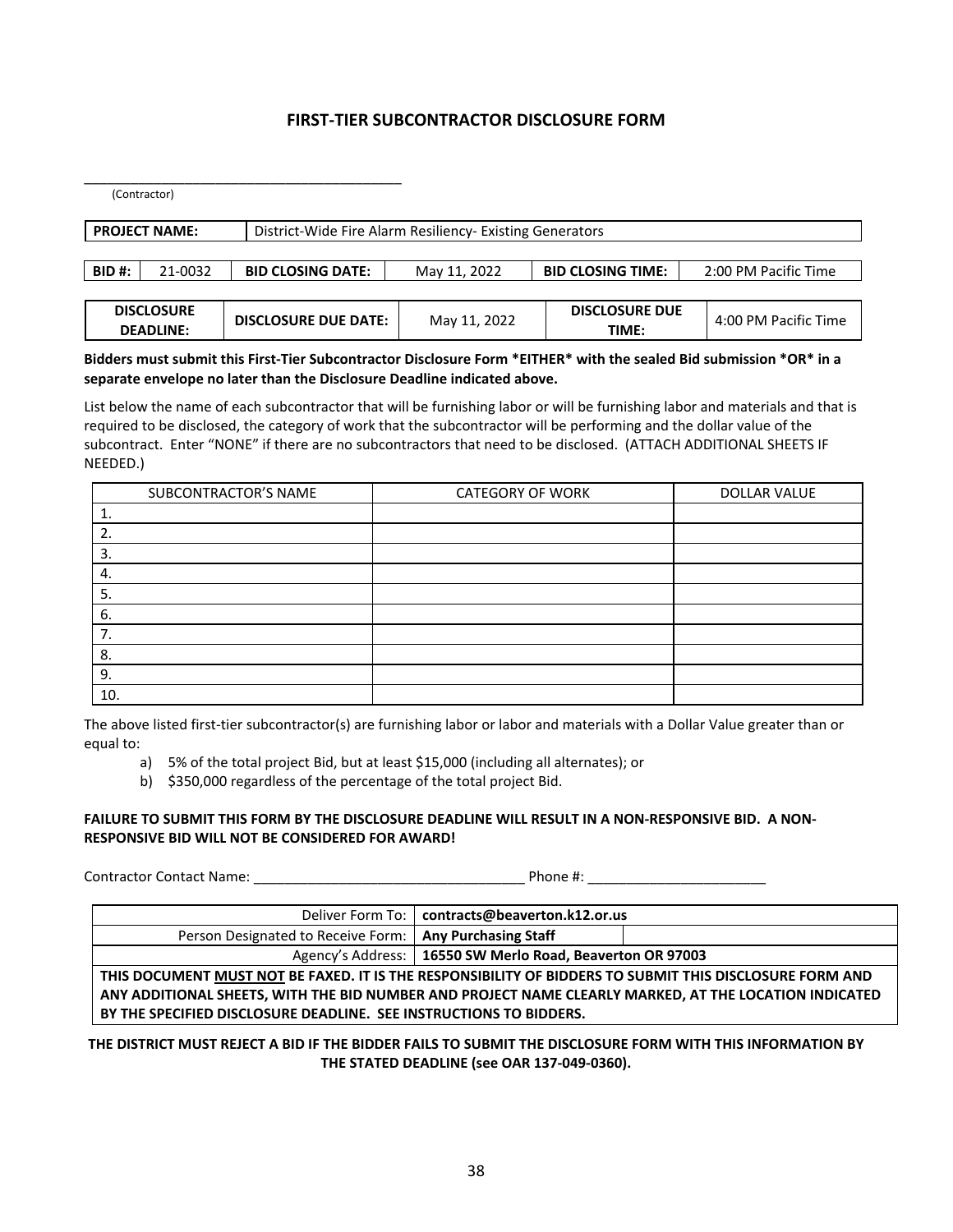# FIRST-TIER SUBCONTRACTOR DISCLOSURE FORM

\_\_\_\_\_\_\_\_\_\_\_\_\_\_\_\_\_\_\_\_\_\_\_\_\_\_\_\_\_\_\_\_\_\_\_\_\_\_\_\_

(Contractor)

| | |
|---|---|
| **PROJECT NAME:** | District-Wide Fire Alarm Resiliency- Existing Generators |

| | | | | | |
|---|---|---|---|---|---|
| **BID #:** | 21-0032 | **BID CLOSING DATE:** | May 11, 2022 | **BID CLOSING TIME:** | 2:00 PM Pacific Time |

| | | | | | |
|---|---|---|---|---|---|
| **DISCLOSURE DEADLINE:** | **DISCLOSURE DUE DATE:** | May 11, 2022 | **DISCLOSURE DUE TIME:** | 4:00 PM Pacific Time |

**Bidders must submit this First-Tier Subcontractor Disclosure Form \*EITHER\* with the sealed Bid submission \*OR\* in a separate envelope no later than the Disclosure Deadline indicated above.**

List below the name of each subcontractor that will be furnishing labor or will be furnishing labor and materials and that is required to be disclosed, the category of work that the subcontractor will be performing and the dollar value of the subcontract. Enter "NONE" if there are no subcontractors that need to be disclosed. (ATTACH ADDITIONAL SHEETS IF NEEDED.)

| SUBCONTRACTOR'S NAME | CATEGORY OF WORK | DOLLAR VALUE |
|---|---|---|
| 1. | | |
| 2. | | |
| 3. | | |
| 4. | | |
| 5. | | |
| 6. | | |
| 7. | | |
| 8. | | |
| 9. | | |
| 10. | | |

The above listed first-tier subcontractor(s) are furnishing labor or labor and materials with a Dollar Value greater than or equal to:

a) 5% of the total project Bid, but at least $15,000 (including all alternates); or
b) $350,000 regardless of the percentage of the total project Bid.

**FAILURE TO SUBMIT THIS FORM BY THE DISCLOSURE DEADLINE WILL RESULT IN A NON-RESPONSIVE BID. A NON-RESPONSIVE BID WILL NOT BE CONSIDERED FOR AWARD!**

Contractor Contact Name: \_\_\_\_\_\_\_\_\_\_\_\_\_\_\_\_\_\_\_\_\_\_\_\_\_\_\_\_\_\_\_\_\_\_\_ Phone #: \_\_\_\_\_\_\_\_\_\_\_\_\_\_\_\_\_\_\_\_\_\_\_

| | | |
|---|---|---|
| Deliver Form To: | **contracts@beaverton.k12.or.us** | |
| Person Designated to Receive Form: | **Any Purchasing Staff** | |
| Agency's Address: | **16550 SW Merlo Road, Beaverton OR 97003** | |
| **THIS DOCUMENT MUST NOT BE FAXED. IT IS THE RESPONSIBILITY OF BIDDERS TO SUBMIT THIS DISCLOSURE FORM AND ANY ADDITIONAL SHEETS, WITH THE BID NUMBER AND PROJECT NAME CLEARLY MARKED, AT THE LOCATION INDICATED BY THE SPECIFIED DISCLOSURE DEADLINE. SEE INSTRUCTIONS TO BIDDERS.** | | |

**THE DISTRICT MUST REJECT A BID IF THE BIDDER FAILS TO SUBMIT THE DISCLOSURE FORM WITH THIS INFORMATION BY THE STATED DEADLINE (see OAR 137-049-0360).**